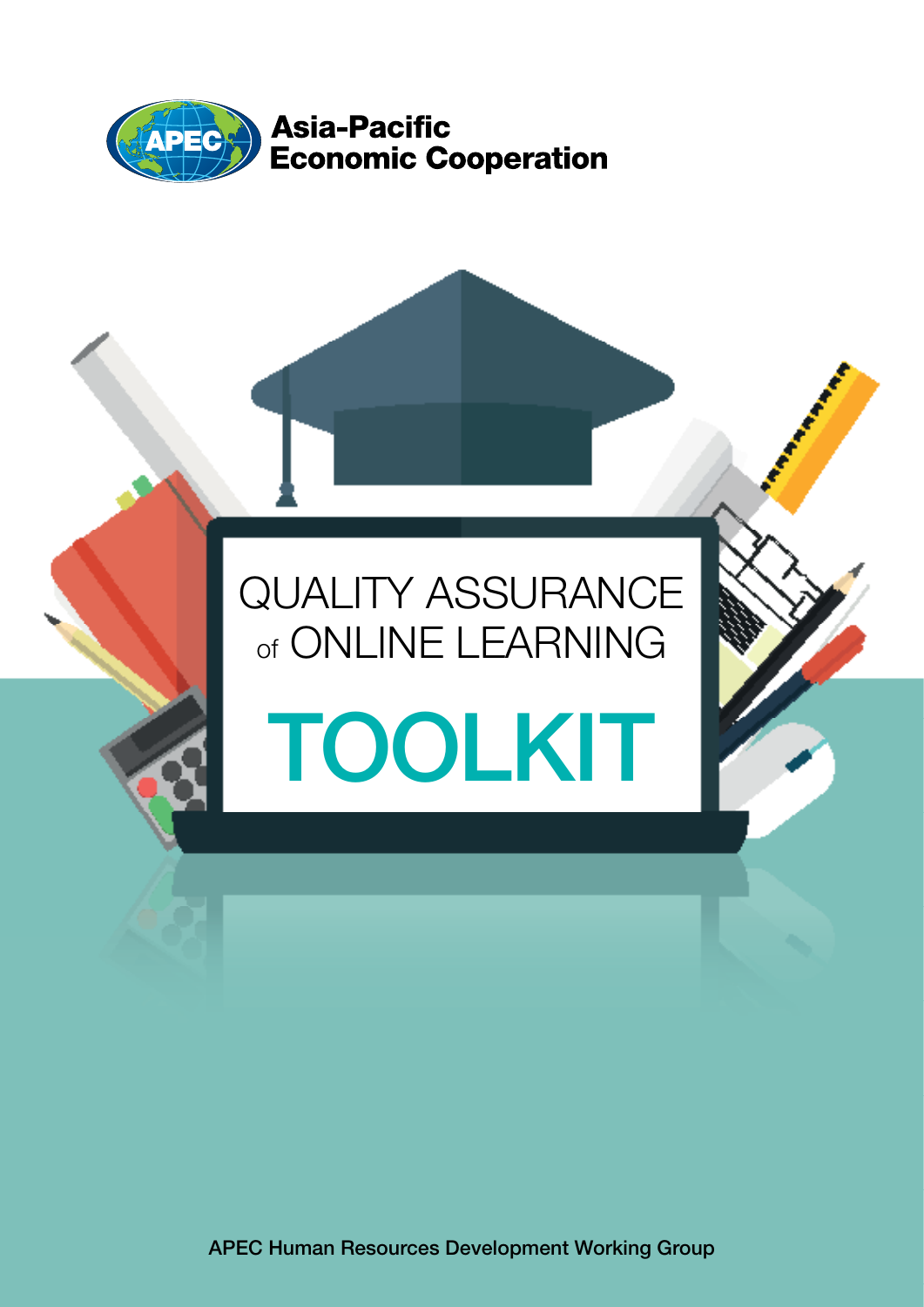Asia-Pacific
Economic Cooperation

# QUALITY ASSURANCE of ONLINE LEARNING

# TOOLKIT

APEC Human Resources Development Working Group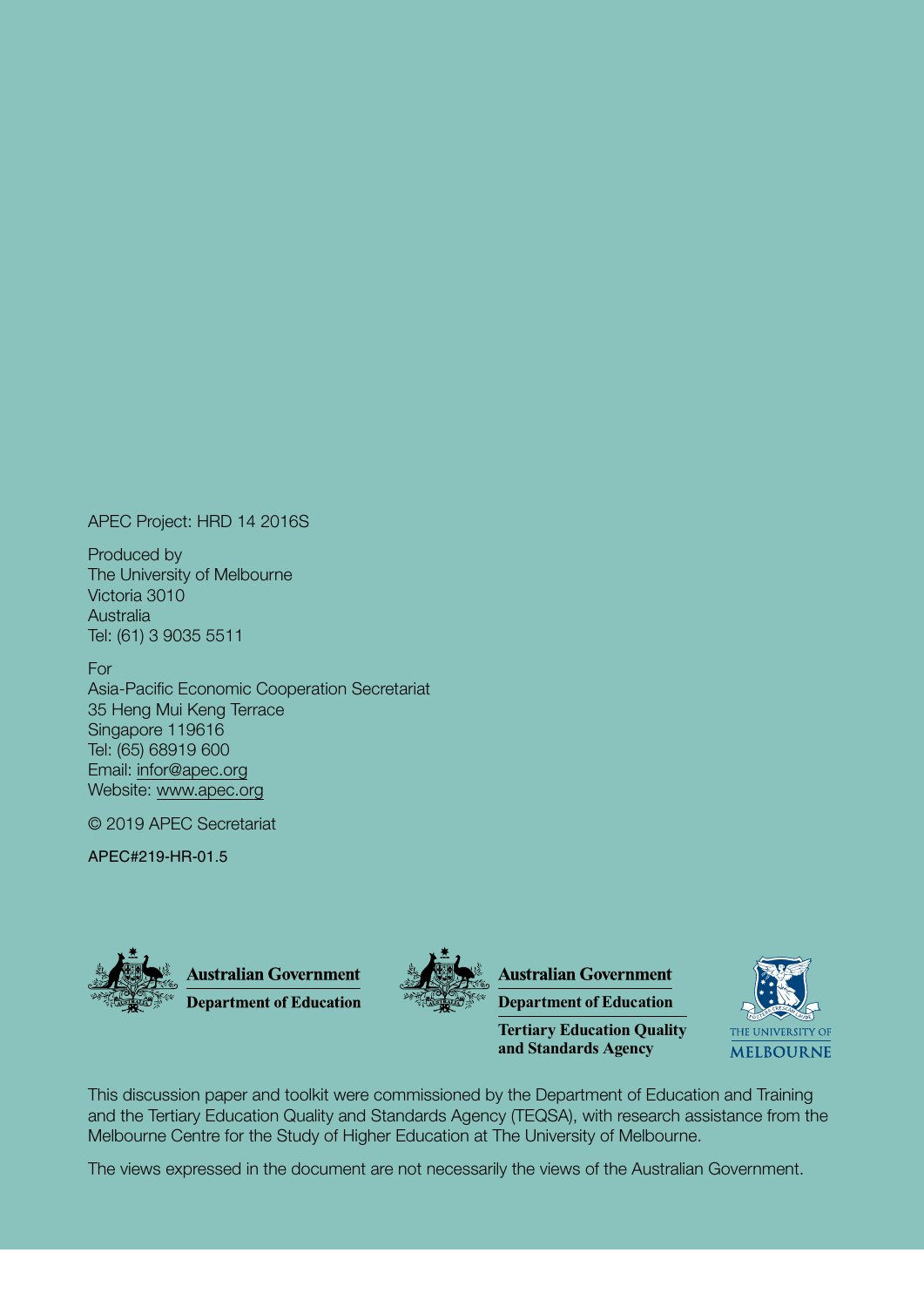APEC Project: HRD 14 2016S

Produced by
The University of Melbourne
Victoria 3010
Australia
Tel: (61) 3 9035 5511

For
Asia-Pacific Economic Cooperation Secretariat
35 Heng Mui Keng Terrace
Singapore 119616
Tel: (65) 68919 600
Email: infor@apec.org
Website: www.apec.org

© 2019 APEC Secretariat

APEC#219-HR-01.5

Australian Government
Department of Education

Australian Government
Department of Education
Tertiary Education Quality and Standards Agency

THE UNIVERSITY OF MELBOURNE

This discussion paper and toolkit were commissioned by the Department of Education and Training and the Tertiary Education Quality and Standards Agency (TEQSA), with research assistance from the Melbourne Centre for the Study of Higher Education at The University of Melbourne.

The views expressed in the document are not necessarily the views of the Australian Government.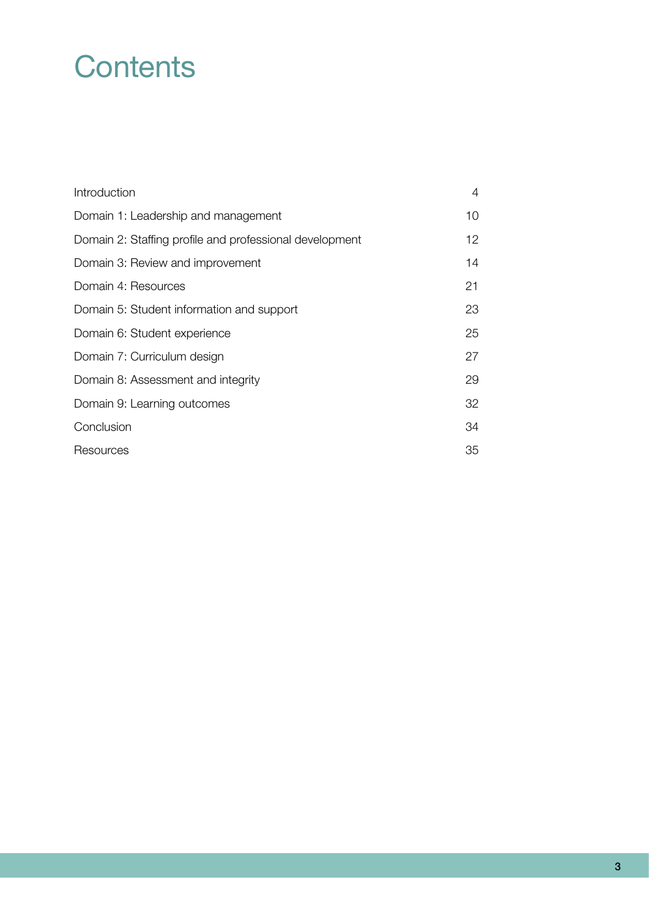# Contents

| | |
|---|---|
| Introduction | 4 |
| Domain 1: Leadership and management | 10 |
| Domain 2: Staffing profile and professional development | 12 |
| Domain 3: Review and improvement | 14 |
| Domain 4: Resources | 21 |
| Domain 5: Student information and support | 23 |
| Domain 6: Student experience | 25 |
| Domain 7: Curriculum design | 27 |
| Domain 8: Assessment and integrity | 29 |
| Domain 9: Learning outcomes | 32 |
| Conclusion | 34 |
| Resources | 35 |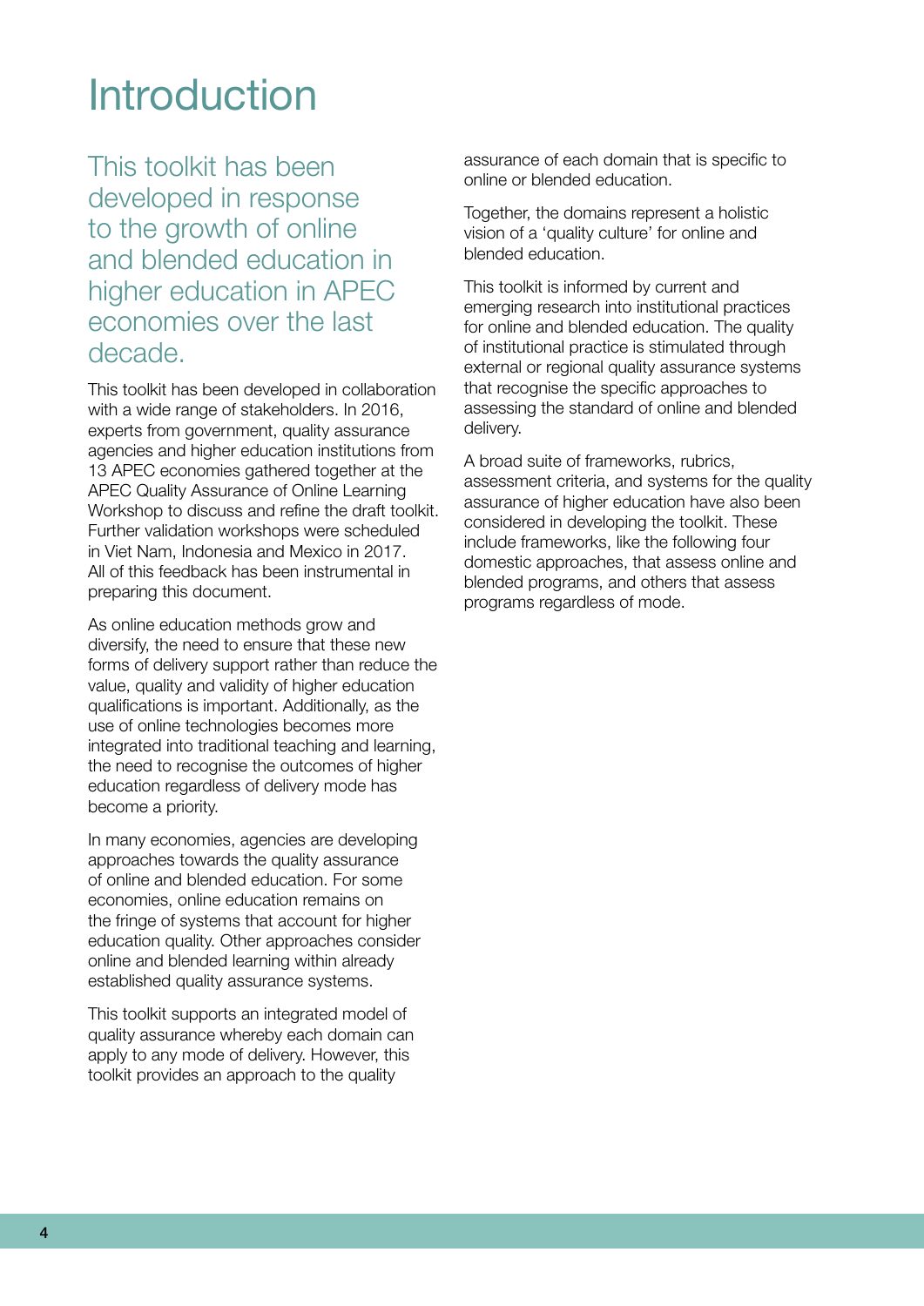# Introduction

This toolkit has been developed in response to the growth of online and blended education in higher education in APEC economies over the last decade.

This toolkit has been developed in collaboration with a wide range of stakeholders. In 2016, experts from government, quality assurance agencies and higher education institutions from 13 APEC economies gathered together at the APEC Quality Assurance of Online Learning Workshop to discuss and refine the draft toolkit. Further validation workshops were scheduled in Viet Nam, Indonesia and Mexico in 2017. All of this feedback has been instrumental in preparing this document.

As online education methods grow and diversify, the need to ensure that these new forms of delivery support rather than reduce the value, quality and validity of higher education qualifications is important. Additionally, as the use of online technologies becomes more integrated into traditional teaching and learning, the need to recognise the outcomes of higher education regardless of delivery mode has become a priority.

In many economies, agencies are developing approaches towards the quality assurance of online and blended education. For some economies, online education remains on the fringe of systems that account for higher education quality. Other approaches consider online and blended learning within already established quality assurance systems.

This toolkit supports an integrated model of quality assurance whereby each domain can apply to any mode of delivery. However, this toolkit provides an approach to the quality assurance of each domain that is specific to online or blended education.

Together, the domains represent a holistic vision of a 'quality culture' for online and blended education.

This toolkit is informed by current and emerging research into institutional practices for online and blended education. The quality of institutional practice is stimulated through external or regional quality assurance systems that recognise the specific approaches to assessing the standard of online and blended delivery.

A broad suite of frameworks, rubrics, assessment criteria, and systems for the quality assurance of higher education have also been considered in developing the toolkit. These include frameworks, like the following four domestic approaches, that assess online and blended programs, and others that assess programs regardless of mode.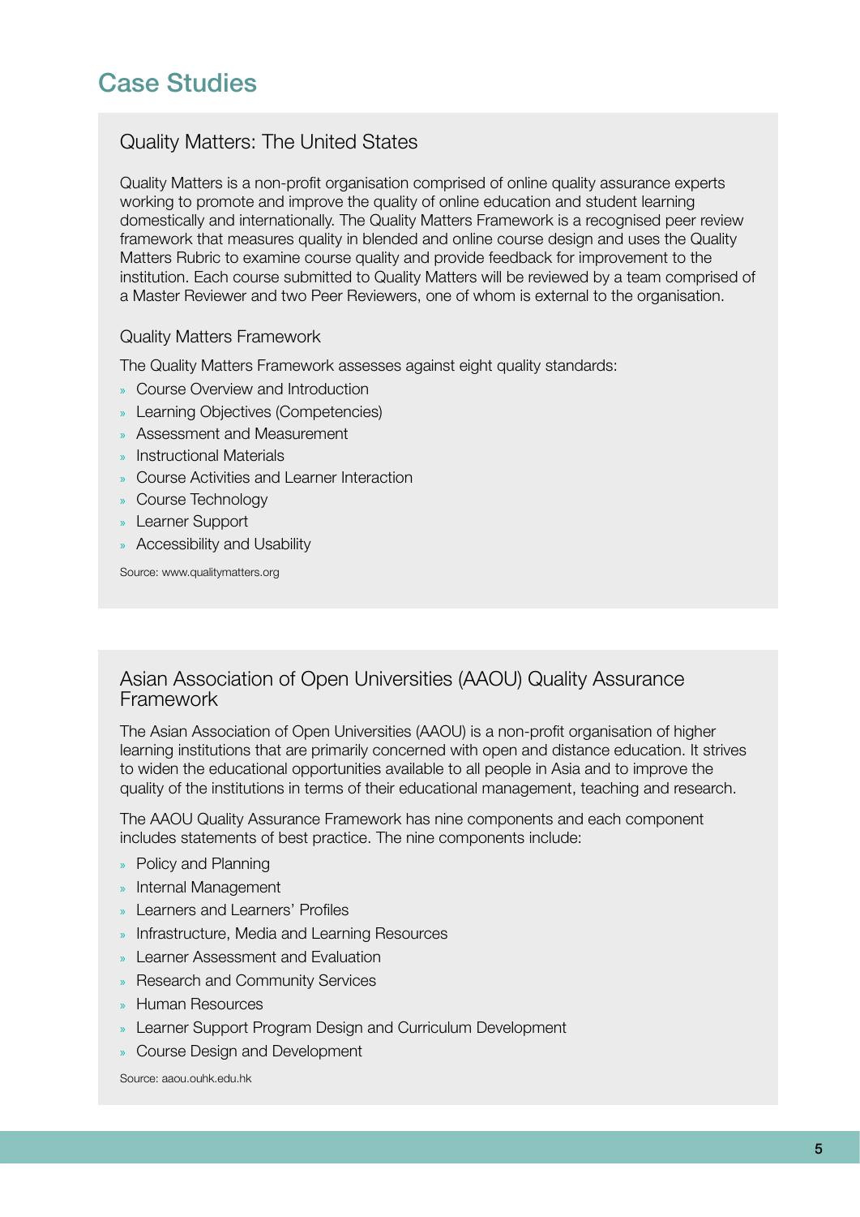# Case Studies

## Quality Matters: The United States

Quality Matters is a non-profit organisation comprised of online quality assurance experts working to promote and improve the quality of online education and student learning domestically and internationally. The Quality Matters Framework is a recognised peer review framework that measures quality in blended and online course design and uses the Quality Matters Rubric to examine course quality and provide feedback for improvement to the institution. Each course submitted to Quality Matters will be reviewed by a team comprised of a Master Reviewer and two Peer Reviewers, one of whom is external to the organisation.

### Quality Matters Framework

The Quality Matters Framework assesses against eight quality standards:

- Course Overview and Introduction
- Learning Objectives (Competencies)
- Assessment and Measurement
- Instructional Materials
- Course Activities and Learner Interaction
- Course Technology
- Learner Support
- Accessibility and Usability

Source: www.qualitymatters.org

## Asian Association of Open Universities (AAOU) Quality Assurance Framework

The Asian Association of Open Universities (AAOU) is a non-profit organisation of higher learning institutions that are primarily concerned with open and distance education. It strives to widen the educational opportunities available to all people in Asia and to improve the quality of the institutions in terms of their educational management, teaching and research.

The AAOU Quality Assurance Framework has nine components and each component includes statements of best practice. The nine components include:

- Policy and Planning
- Internal Management
- Learners and Learners' Profiles
- Infrastructure, Media and Learning Resources
- Learner Assessment and Evaluation
- Research and Community Services
- Human Resources
- Learner Support Program Design and Curriculum Development
- Course Design and Development

Source: aaou.ouhk.edu.hk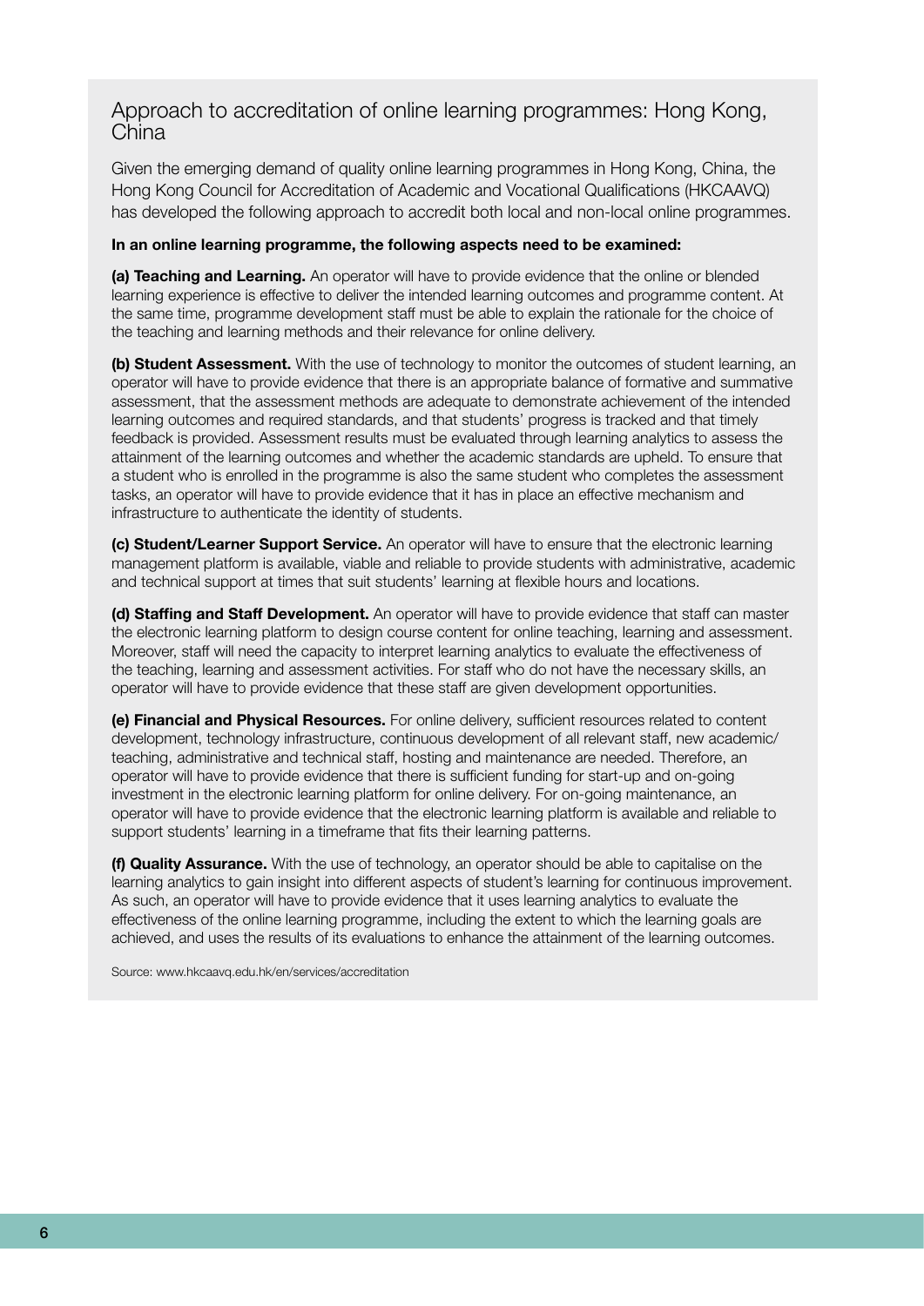## Approach to accreditation of online learning programmes: Hong Kong, China

Given the emerging demand of quality online learning programmes in Hong Kong, China, the Hong Kong Council for Accreditation of Academic and Vocational Qualifications (HKCAAVQ) has developed the following approach to accredit both local and non-local online programmes.

**In an online learning programme, the following aspects need to be examined:**

**(a) Teaching and Learning.** An operator will have to provide evidence that the online or blended learning experience is effective to deliver the intended learning outcomes and programme content. At the same time, programme development staff must be able to explain the rationale for the choice of the teaching and learning methods and their relevance for online delivery.

**(b) Student Assessment.** With the use of technology to monitor the outcomes of student learning, an operator will have to provide evidence that there is an appropriate balance of formative and summative assessment, that the assessment methods are adequate to demonstrate achievement of the intended learning outcomes and required standards, and that students' progress is tracked and that timely feedback is provided. Assessment results must be evaluated through learning analytics to assess the attainment of the learning outcomes and whether the academic standards are upheld. To ensure that a student who is enrolled in the programme is also the same student who completes the assessment tasks, an operator will have to provide evidence that it has in place an effective mechanism and infrastructure to authenticate the identity of students.

**(c) Student/Learner Support Service.** An operator will have to ensure that the electronic learning management platform is available, viable and reliable to provide students with administrative, academic and technical support at times that suit students' learning at flexible hours and locations.

**(d) Staffing and Staff Development.** An operator will have to provide evidence that staff can master the electronic learning platform to design course content for online teaching, learning and assessment. Moreover, staff will need the capacity to interpret learning analytics to evaluate the effectiveness of the teaching, learning and assessment activities. For staff who do not have the necessary skills, an operator will have to provide evidence that these staff are given development opportunities.

**(e) Financial and Physical Resources.** For online delivery, sufficient resources related to content development, technology infrastructure, continuous development of all relevant staff, new academic/teaching, administrative and technical staff, hosting and maintenance are needed. Therefore, an operator will have to provide evidence that there is sufficient funding for start-up and on-going investment in the electronic learning platform for online delivery. For on-going maintenance, an operator will have to provide evidence that the electronic learning platform is available and reliable to support students' learning in a timeframe that fits their learning patterns.

**(f) Quality Assurance.** With the use of technology, an operator should be able to capitalise on the learning analytics to gain insight into different aspects of student's learning for continuous improvement. As such, an operator will have to provide evidence that it uses learning analytics to evaluate the effectiveness of the online learning programme, including the extent to which the learning goals are achieved, and uses the results of its evaluations to enhance the attainment of the learning outcomes.

Source: www.hkcaavq.edu.hk/en/services/accreditation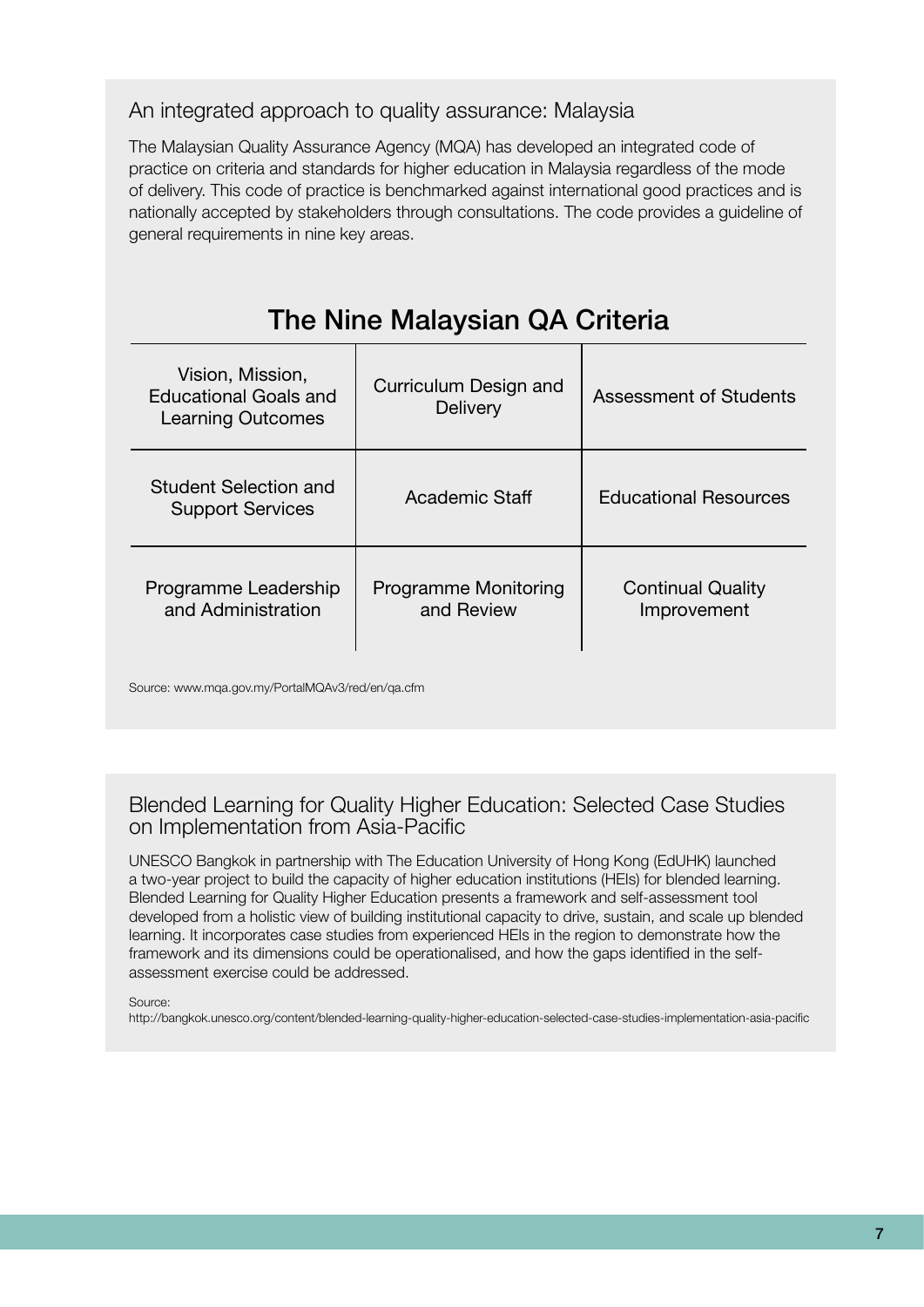## An integrated approach to quality assurance: Malaysia

The Malaysian Quality Assurance Agency (MQA) has developed an integrated code of practice on criteria and standards for higher education in Malaysia regardless of the mode of delivery. This code of practice is benchmarked against international good practices and is nationally accepted by stakeholders through consultations. The code provides a guideline of general requirements in nine key areas.

### The Nine Malaysian QA Criteria

| | | |
|---|---|---|
| Vision, Mission, Educational Goals and Learning Outcomes | Curriculum Design and Delivery | Assessment of Students |
| Student Selection and Support Services | Academic Staff | Educational Resources |
| Programme Leadership and Administration | Programme Monitoring and Review | Continual Quality Improvement |

Source: www.mqa.gov.my/PortalMQAv3/red/en/qa.cfm

## Blended Learning for Quality Higher Education: Selected Case Studies on Implementation from Asia-Pacific

UNESCO Bangkok in partnership with The Education University of Hong Kong (EdUHK) launched a two-year project to build the capacity of higher education institutions (HEIs) for blended learning. Blended Learning for Quality Higher Education presents a framework and self-assessment tool developed from a holistic view of building institutional capacity to drive, sustain, and scale up blended learning. It incorporates case studies from experienced HEIs in the region to demonstrate how the framework and its dimensions could be operationalised, and how the gaps identified in the self-assessment exercise could be addressed.

Source:
http://bangkok.unesco.org/content/blended-learning-quality-higher-education-selected-case-studies-implementation-asia-pacific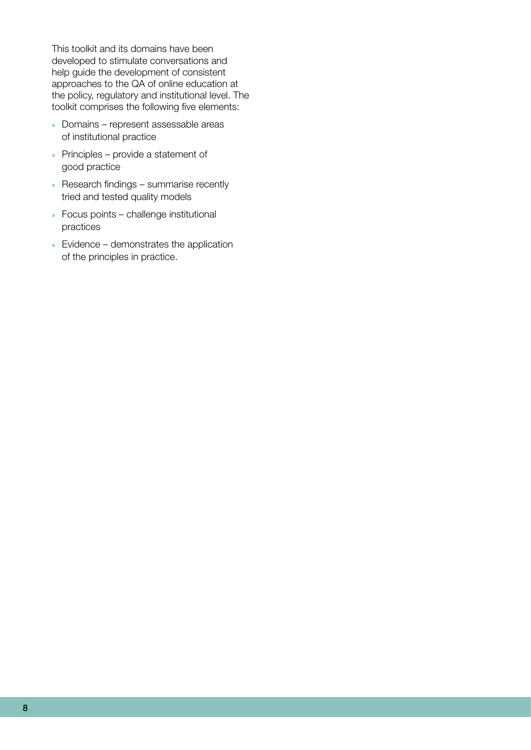This toolkit and its domains have been developed to stimulate conversations and help guide the development of consistent approaches to the QA of online education at the policy, regulatory and institutional level. The toolkit comprises the following five elements:

- Domains – represent assessable areas of institutional practice
- Principles – provide a statement of good practice
- Research findings – summarise recently tried and tested quality models
- Focus points – challenge institutional practices
- Evidence – demonstrates the application of the principles in practice.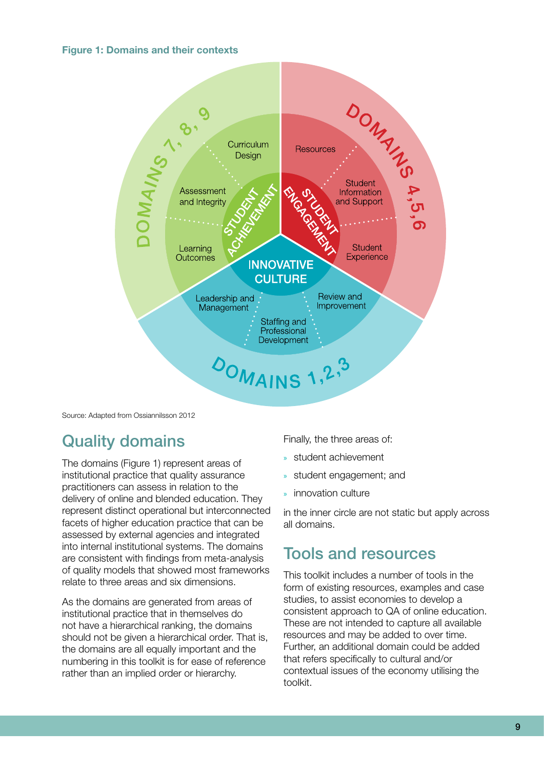**Figure 1: Domains and their contexts**

Source: Adapted from Ossiannilsson 2012

## Quality domains

The domains (Figure 1) represent areas of institutional practice that quality assurance practitioners can assess in relation to the delivery of online and blended education. They represent distinct operational but interconnected facets of higher education practice that can be assessed by external agencies and integrated into internal institutional systems. The domains are consistent with findings from meta-analysis of quality models that showed most frameworks relate to three areas and six dimensions.

As the domains are generated from areas of institutional practice that in themselves do not have a hierarchical ranking, the domains should not be given a hierarchical order. That is, the domains are all equally important and the numbering in this toolkit is for ease of reference rather than an implied order or hierarchy.

Finally, the three areas of:

- student achievement
- student engagement; and
- innovation culture

in the inner circle are not static but apply across all domains.

## Tools and resources

This toolkit includes a number of tools in the form of existing resources, examples and case studies, to assist economies to develop a consistent approach to QA of online education. These are not intended to capture all available resources and may be added to over time. Further, an additional domain could be added that refers specifically to cultural and/or contextual issues of the economy utilising the toolkit.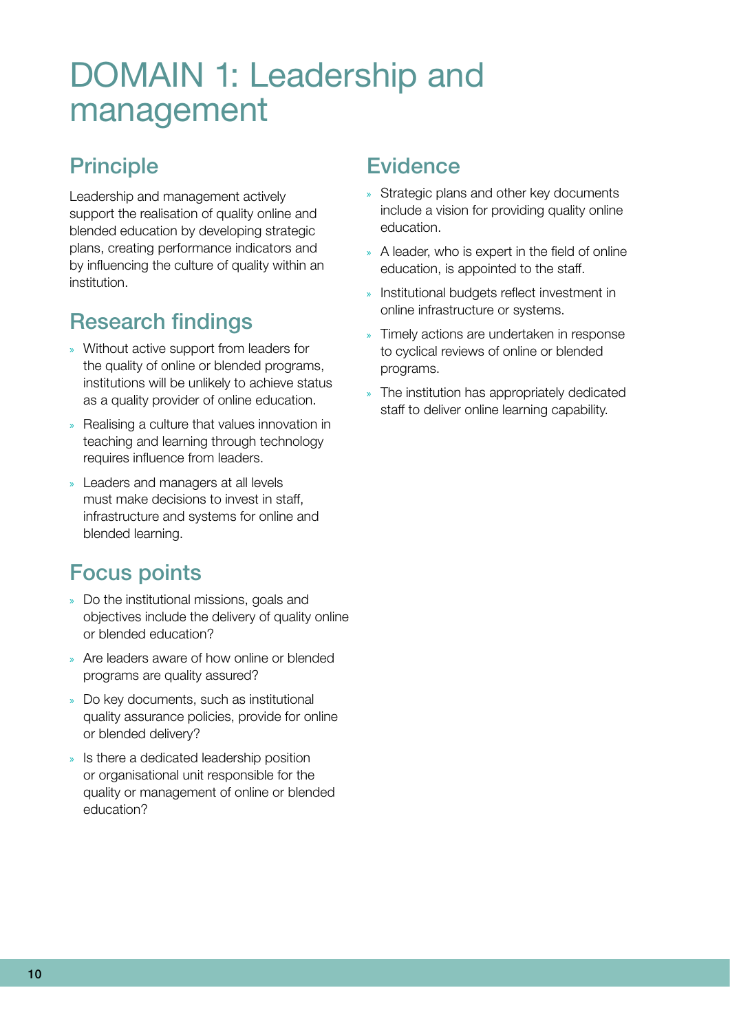# DOMAIN 1: Leadership and management

## Principle

Leadership and management actively support the realisation of quality online and blended education by developing strategic plans, creating performance indicators and by influencing the culture of quality within an institution.

## Research findings

- Without active support from leaders for the quality of online or blended programs, institutions will be unlikely to achieve status as a quality provider of online education.
- Realising a culture that values innovation in teaching and learning through technology requires influence from leaders.
- Leaders and managers at all levels must make decisions to invest in staff, infrastructure and systems for online and blended learning.

## Focus points

- Do the institutional missions, goals and objectives include the delivery of quality online or blended education?
- Are leaders aware of how online or blended programs are quality assured?
- Do key documents, such as institutional quality assurance policies, provide for online or blended delivery?
- Is there a dedicated leadership position or organisational unit responsible for the quality or management of online or blended education?

## Evidence

- Strategic plans and other key documents include a vision for providing quality online education.
- A leader, who is expert in the field of online education, is appointed to the staff.
- Institutional budgets reflect investment in online infrastructure or systems.
- Timely actions are undertaken in response to cyclical reviews of online or blended programs.
- The institution has appropriately dedicated staff to deliver online learning capability.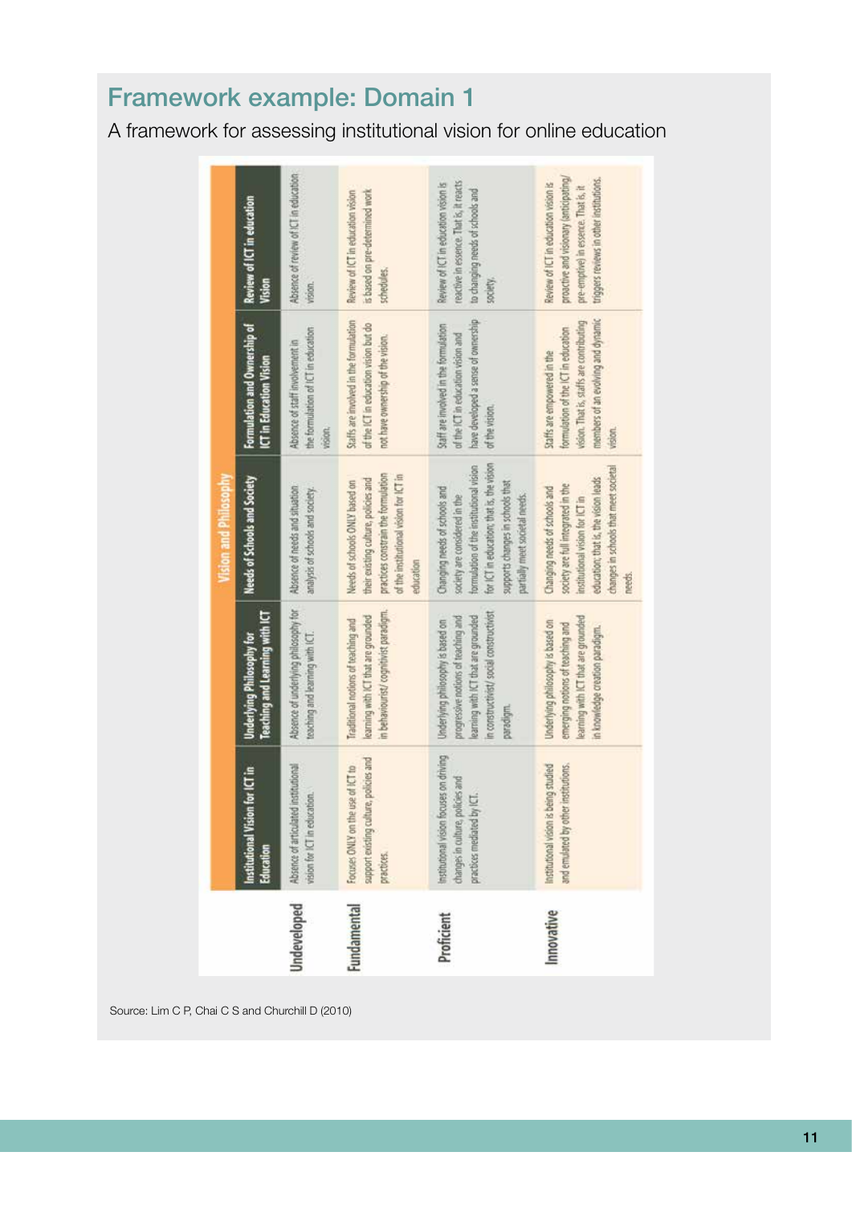## Framework example: Domain 1

A framework for assessing institutional vision for online education

| | Vision and Philosophy | | | | |
|---|---|---|---|---|---|
| | **Institutional Vision for ICT in Education** | **Underlying Philosophy for Teaching and Learning with ICT** | **Needs of Schools and Society** | **Formulation and Ownership of ICT in Education Vision** | **Review of ICT in education Vision** |
| **Undeveloped** | Absence of articulated institutional vision for ICT in education. | Absence of underlying philosophy for teaching and learning with ICT. | Absence of needs and situation analysis of schools and society. | Absence of staff involvement in the formulation of ICT in education vision. | Absence of review of ICT in education vision. |
| **Fundamental** | Focuses ONLY on the use of ICT to support existing culture, policies and practices. | Traditional notions of teaching and learning with ICT that are grounded in behaviourist/ cognitivist paradigm. | Needs of schools ONLY based on their existing culture, policies and practices constrain the formulation of the institutional vision for ICT in education | Staffs are involved in the formulation of the ICT in education vision but do not have ownership of the vision. | Review of ICT in education vision is based on pre-determined work schedules. |
| **Proficient** | Institutional vision focuses on driving changes in culture, policies and practices mediated by ICT. | Underlying philosophy is based on progressive notions of teaching and learning with ICT that are grounded in constructivist/ social constructivist paradigm. | Changing needs of schools and society are considered in the formulation of the institutional vision for ICT in education; that is, the vision supports changes in schools that partially meet societal needs. | Staff are involved in the formulation of the ICT in education vision and have developed a sense of ownership of the vision. | Review of ICT in education vision is reactive in essence. That is, it reacts to changing needs of schools and society. |
| **Innovative** | Institutional vision is being studied and emulated by other institutions. | Underlying philosophy is based on emerging notions of teaching and learning with ICT that are grounded in knowledge creation paradigm. | Changing needs of schools and society are full integrated in the institutional vision for ICT in education; that is, the vision leads changes in schools that meet societal needs. | Staffs are empowered in the formulation of the ICT in education vision. That is, staffs are contributing members of an evolving and dynamic vision. | Review of ICT in education vision is proactive and visionary (anticipating/ pre-emptive) in essence. That is, it triggers reviews in other institutions. |

Source: Lim C P, Chai C S and Churchill D (2010)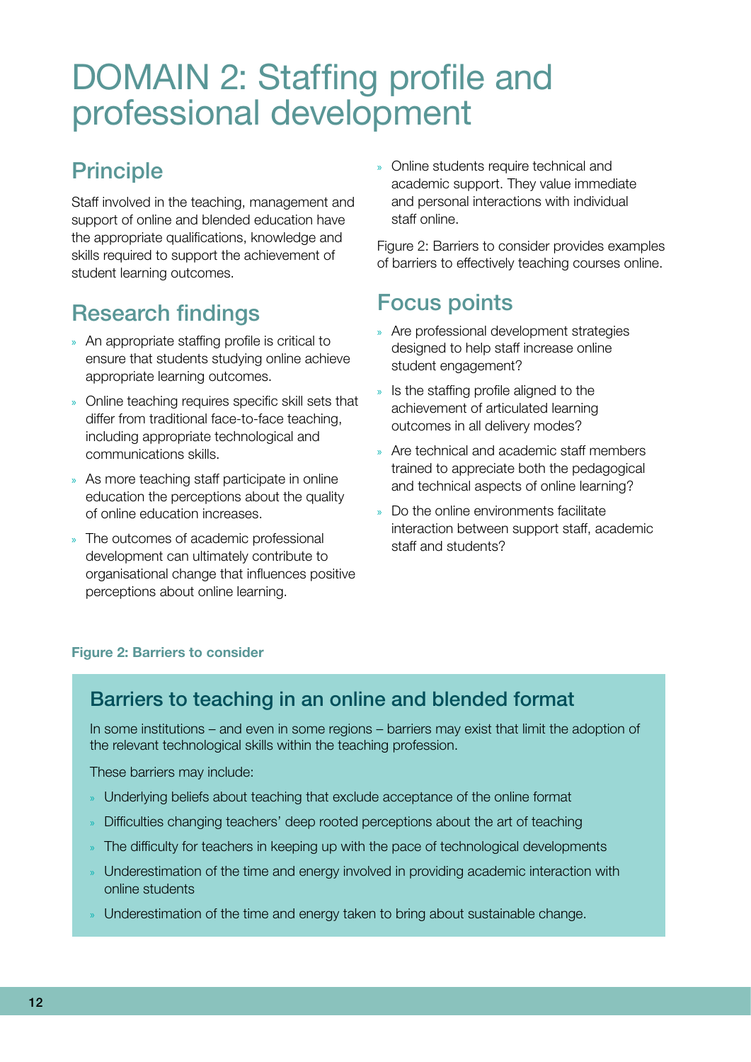# DOMAIN 2: Staffing profile and professional development

## Principle

Staff involved in the teaching, management and support of online and blended education have the appropriate qualifications, knowledge and skills required to support the achievement of student learning outcomes.

## Research findings

- An appropriate staffing profile is critical to ensure that students studying online achieve appropriate learning outcomes.
- Online teaching requires specific skill sets that differ from traditional face-to-face teaching, including appropriate technological and communications skills.
- As more teaching staff participate in online education the perceptions about the quality of online education increases.
- The outcomes of academic professional development can ultimately contribute to organisational change that influences positive perceptions about online learning.
- Online students require technical and academic support. They value immediate and personal interactions with individual staff online.

Figure 2: Barriers to consider provides examples of barriers to effectively teaching courses online.

## Focus points

- Are professional development strategies designed to help staff increase online student engagement?
- Is the staffing profile aligned to the achievement of articulated learning outcomes in all delivery modes?
- Are technical and academic staff members trained to appreciate both the pedagogical and technical aspects of online learning?
- Do the online environments facilitate interaction between support staff, academic staff and students?

**Figure 2: Barriers to consider**

### Barriers to teaching in an online and blended format

In some institutions – and even in some regions – barriers may exist that limit the adoption of the relevant technological skills within the teaching profession.

These barriers may include:

- Underlying beliefs about teaching that exclude acceptance of the online format
- Difficulties changing teachers' deep rooted perceptions about the art of teaching
- The difficulty for teachers in keeping up with the pace of technological developments
- Underestimation of the time and energy involved in providing academic interaction with online students
- Underestimation of the time and energy taken to bring about sustainable change.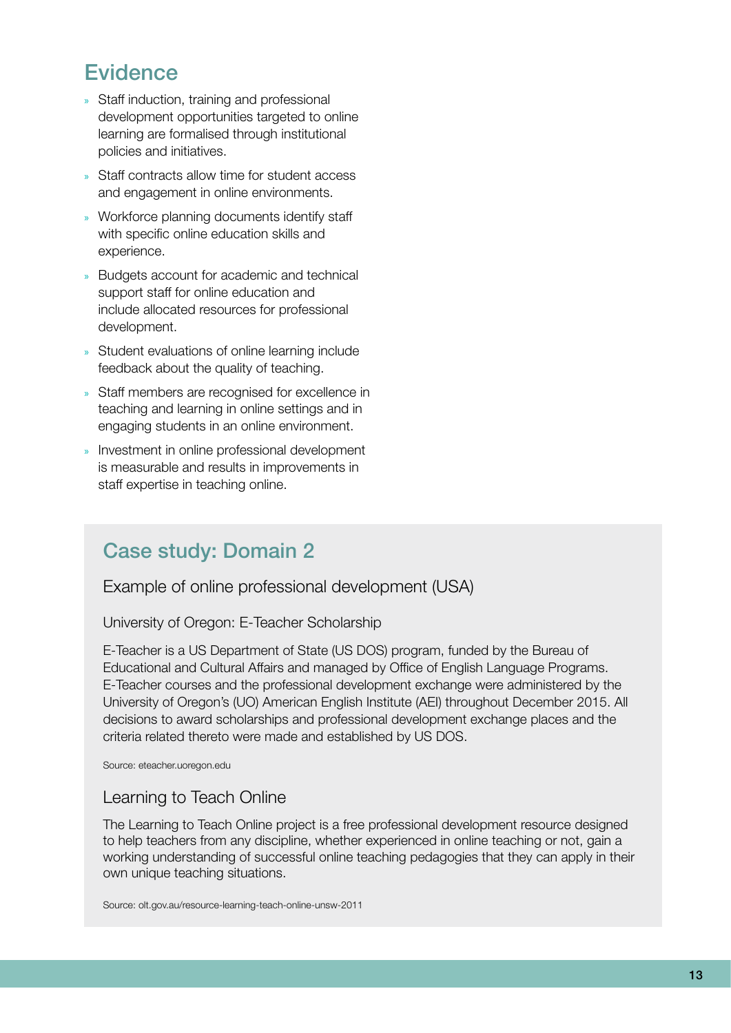## Evidence

- Staff induction, training and professional development opportunities targeted to online learning are formalised through institutional policies and initiatives.
- Staff contracts allow time for student access and engagement in online environments.
- Workforce planning documents identify staff with specific online education skills and experience.
- Budgets account for academic and technical support staff for online education and include allocated resources for professional development.
- Student evaluations of online learning include feedback about the quality of teaching.
- Staff members are recognised for excellence in teaching and learning in online settings and in engaging students in an online environment.
- Investment in online professional development is measurable and results in improvements in staff expertise in teaching online.

## Case study: Domain 2

### Example of online professional development (USA)

University of Oregon: E-Teacher Scholarship

E-Teacher is a US Department of State (US DOS) program, funded by the Bureau of Educational and Cultural Affairs and managed by Office of English Language Programs. E-Teacher courses and the professional development exchange were administered by the University of Oregon's (UO) American English Institute (AEI) throughout December 2015. All decisions to award scholarships and professional development exchange places and the criteria related thereto were made and established by US DOS.

Source: eteacher.uoregon.edu

### Learning to Teach Online

The Learning to Teach Online project is a free professional development resource designed to help teachers from any discipline, whether experienced in online teaching or not, gain a working understanding of successful online teaching pedagogies that they can apply in their own unique teaching situations.

Source: olt.gov.au/resource-learning-teach-online-unsw-2011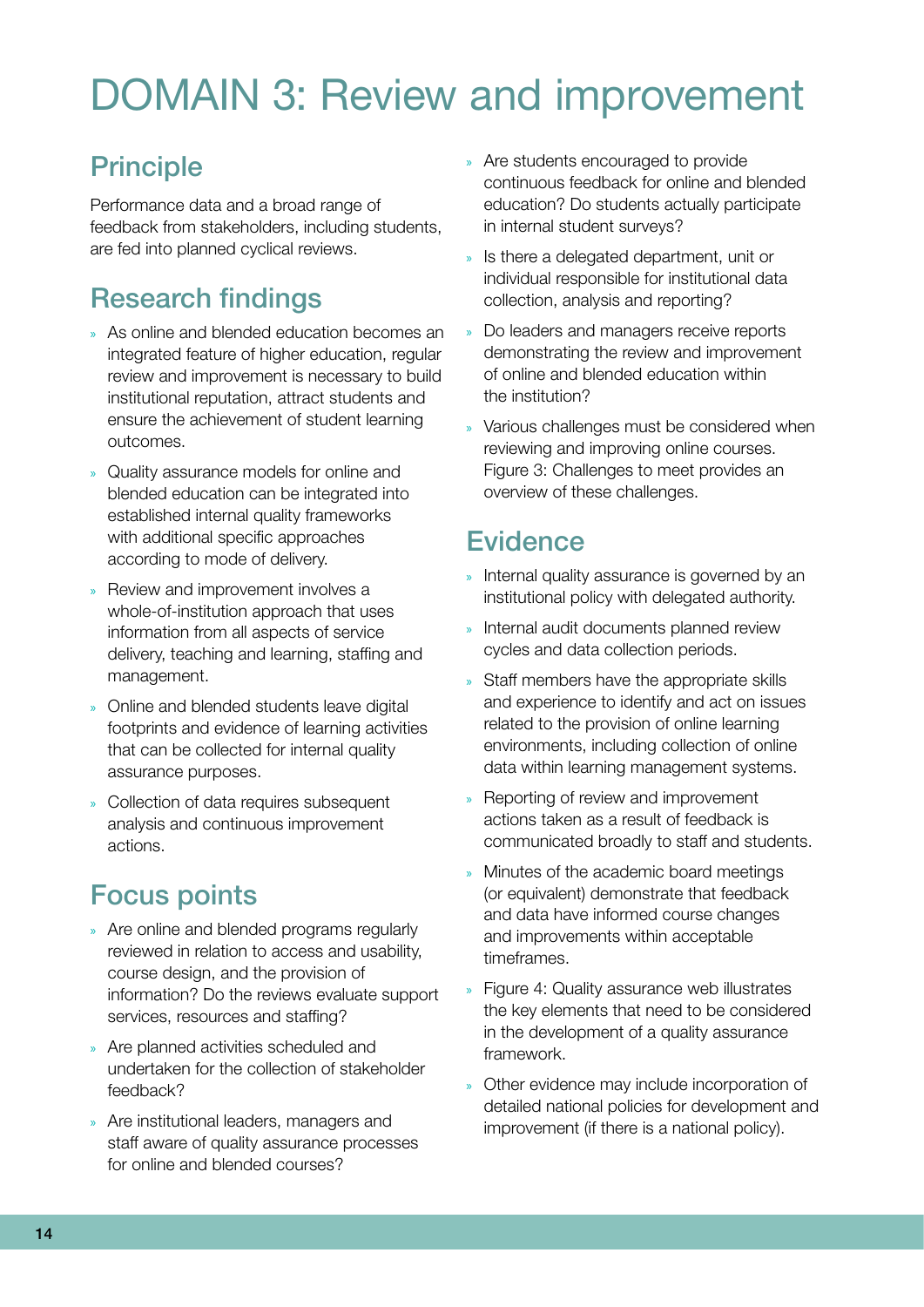# DOMAIN 3: Review and improvement

## Principle

Performance data and a broad range of feedback from stakeholders, including students, are fed into planned cyclical reviews.

## Research findings

- As online and blended education becomes an integrated feature of higher education, regular review and improvement is necessary to build institutional reputation, attract students and ensure the achievement of student learning outcomes.
- Quality assurance models for online and blended education can be integrated into established internal quality frameworks with additional specific approaches according to mode of delivery.
- Review and improvement involves a whole-of-institution approach that uses information from all aspects of service delivery, teaching and learning, staffing and management.
- Online and blended students leave digital footprints and evidence of learning activities that can be collected for internal quality assurance purposes.
- Collection of data requires subsequent analysis and continuous improvement actions.

## Focus points

- Are online and blended programs regularly reviewed in relation to access and usability, course design, and the provision of information? Do the reviews evaluate support services, resources and staffing?
- Are planned activities scheduled and undertaken for the collection of stakeholder feedback?
- Are institutional leaders, managers and staff aware of quality assurance processes for online and blended courses?
- Are students encouraged to provide continuous feedback for online and blended education? Do students actually participate in internal student surveys?
- Is there a delegated department, unit or individual responsible for institutional data collection, analysis and reporting?
- Do leaders and managers receive reports demonstrating the review and improvement of online and blended education within the institution?
- Various challenges must be considered when reviewing and improving online courses. Figure 3: Challenges to meet provides an overview of these challenges.

## Evidence

- Internal quality assurance is governed by an institutional policy with delegated authority.
- Internal audit documents planned review cycles and data collection periods.
- Staff members have the appropriate skills and experience to identify and act on issues related to the provision of online learning environments, including collection of online data within learning management systems.
- Reporting of review and improvement actions taken as a result of feedback is communicated broadly to staff and students.
- Minutes of the academic board meetings (or equivalent) demonstrate that feedback and data have informed course changes and improvements within acceptable timeframes.
- Figure 4: Quality assurance web illustrates the key elements that need to be considered in the development of a quality assurance framework.
- Other evidence may include incorporation of detailed national policies for development and improvement (if there is a national policy).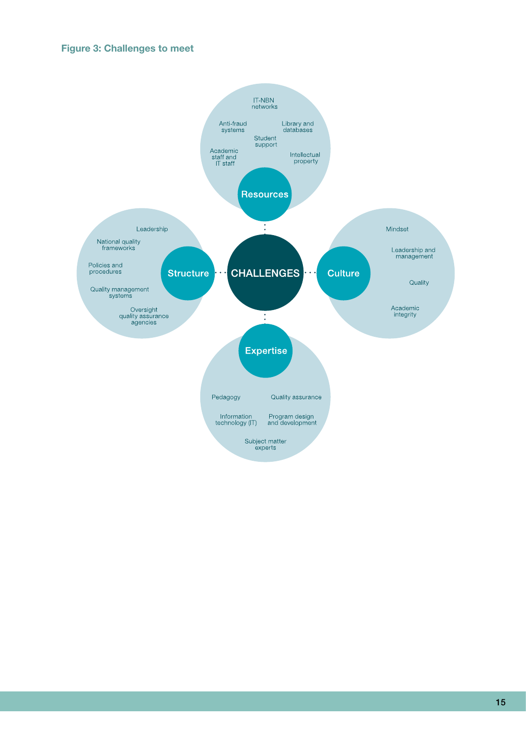**Figure 3: Challenges to meet**

**CHALLENGES**

**Resources**
- IT-NBN networks
- Anti-fraud systems
- Library and databases
- Student support
- Academic staff and IT staff
- Intellectual property

**Structure**
- Leadership
- National quality frameworks
- Policies and procedures
- Quality management systems
- Oversight quality assurance agencies

**Culture**
- Mindset
- Leadership and management
- Quality
- Academic integrity

**Expertise**
- Pedagogy
- Quality assurance
- Information technology (IT)
- Program design and development
- Subject matter experts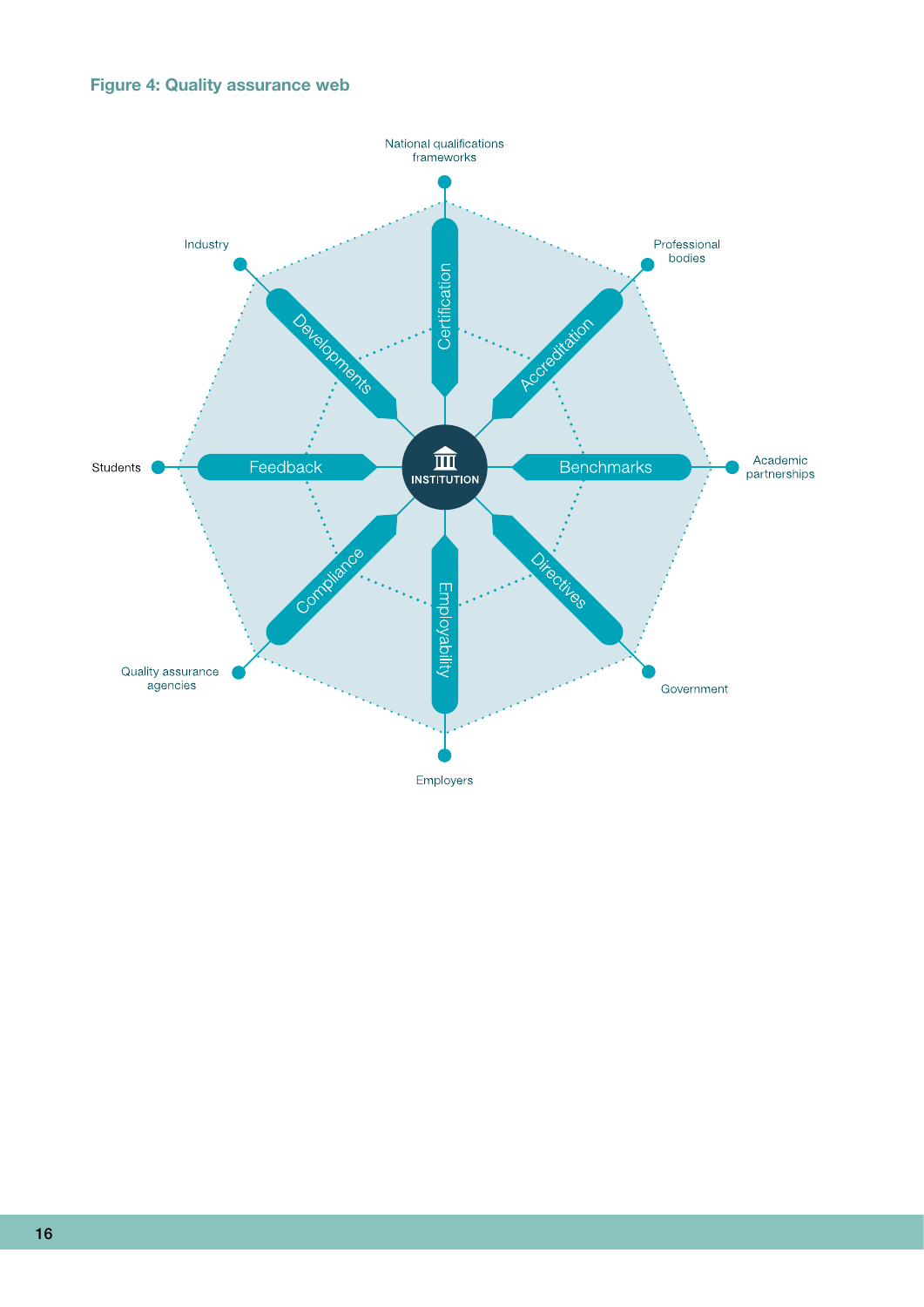**Figure 4: Quality assurance web**

INSTITUTION

- National qualifications frameworks — Certification
- Professional bodies — Accreditation
- Academic partnerships — Benchmarks
- Government — Directives
- Employers — Employability
- Quality assurance agencies — Compliance
- Students — Feedback
- Industry — Developments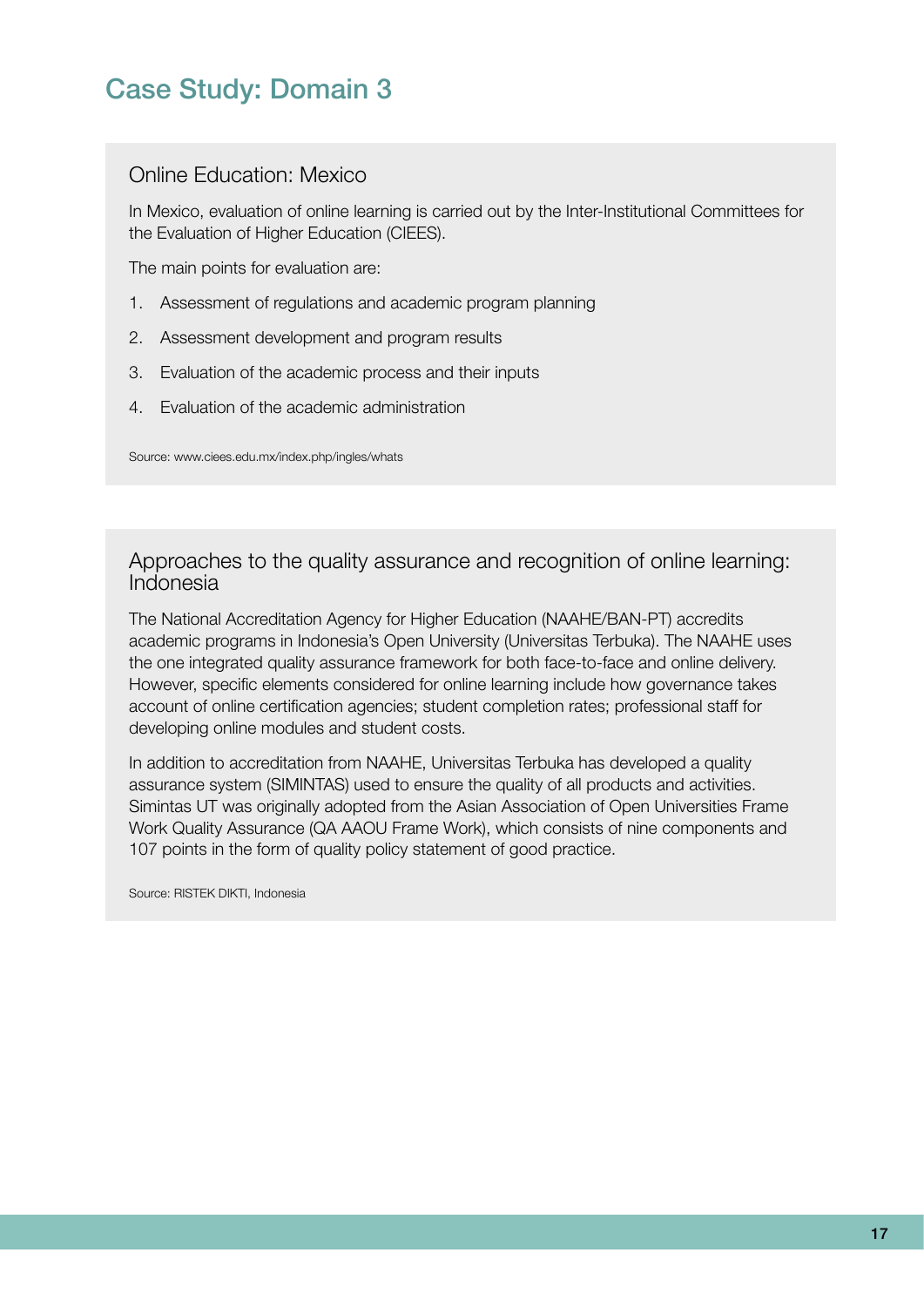# Case Study: Domain 3

## Online Education: Mexico

In Mexico, evaluation of online learning is carried out by the Inter-Institutional Committees for the Evaluation of Higher Education (CIEES).

The main points for evaluation are:

1. Assessment of regulations and academic program planning
2. Assessment development and program results
3. Evaluation of the academic process and their inputs
4. Evaluation of the academic administration

Source: www.ciees.edu.mx/index.php/ingles/whats

## Approaches to the quality assurance and recognition of online learning: Indonesia

The National Accreditation Agency for Higher Education (NAAHE/BAN-PT) accredits academic programs in Indonesia's Open University (Universitas Terbuka). The NAAHE uses the one integrated quality assurance framework for both face-to-face and online delivery. However, specific elements considered for online learning include how governance takes account of online certification agencies; student completion rates; professional staff for developing online modules and student costs.

In addition to accreditation from NAAHE, Universitas Terbuka has developed a quality assurance system (SIMINTAS) used to ensure the quality of all products and activities. Simintas UT was originally adopted from the Asian Association of Open Universities Frame Work Quality Assurance (QA AAOU Frame Work), which consists of nine components and 107 points in the form of quality policy statement of good practice.

Source: RISTEK DIKTI, Indonesia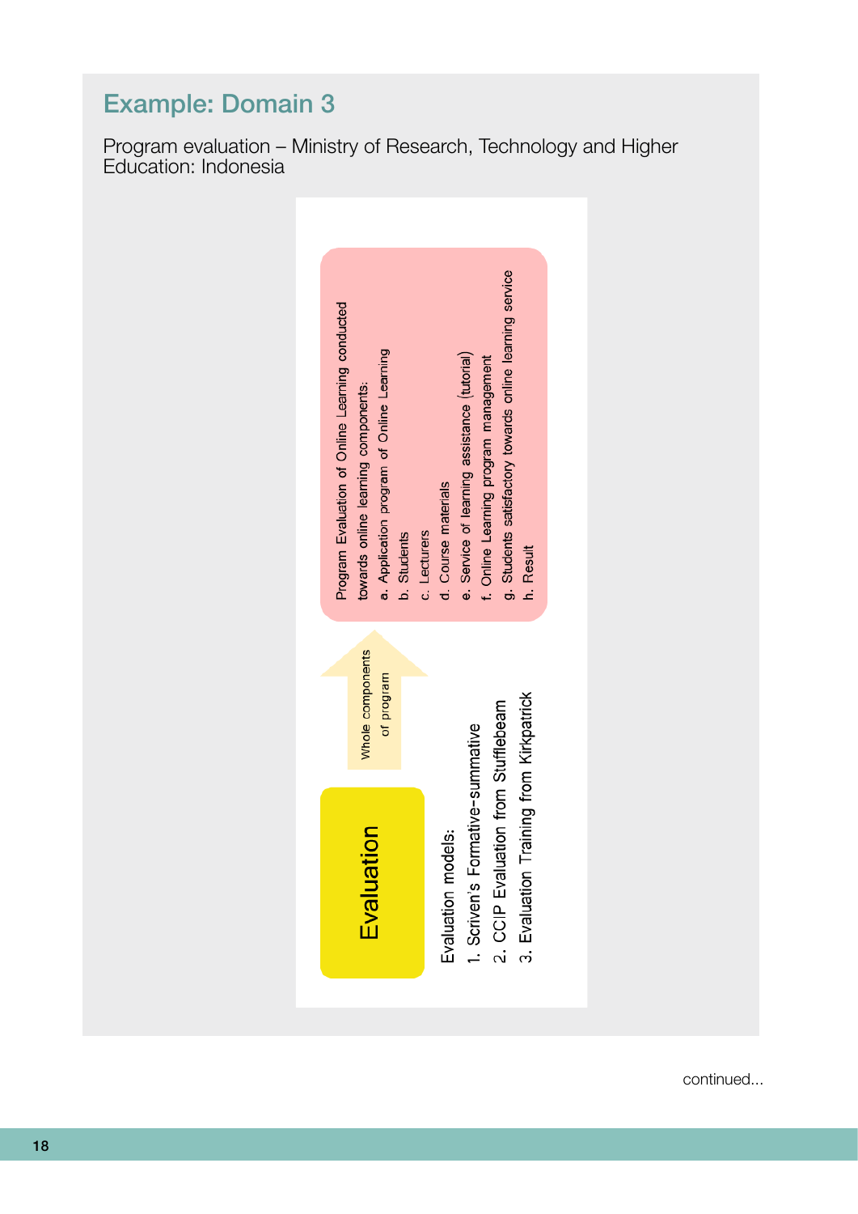## Example: Domain 3

Program evaluation – Ministry of Research, Technology and Higher Education: Indonesia

**Evaluation**

Evaluation models:

1. Scriven's Formative-summative
2. CCIP Evaluation from Stufflebeam
3. Evaluation Training from Kirkpatrick

Whole components of program

Program Evaluation of Online Learning conducted towards online learning components:

a. Application program of Online Learning
b. Students
c. Lecturers
d. Course materials
e. Service of learning assistance (tutorial)
f. Online Learning program management
g. Students satisfactory towards online learning service
h. Result

continued...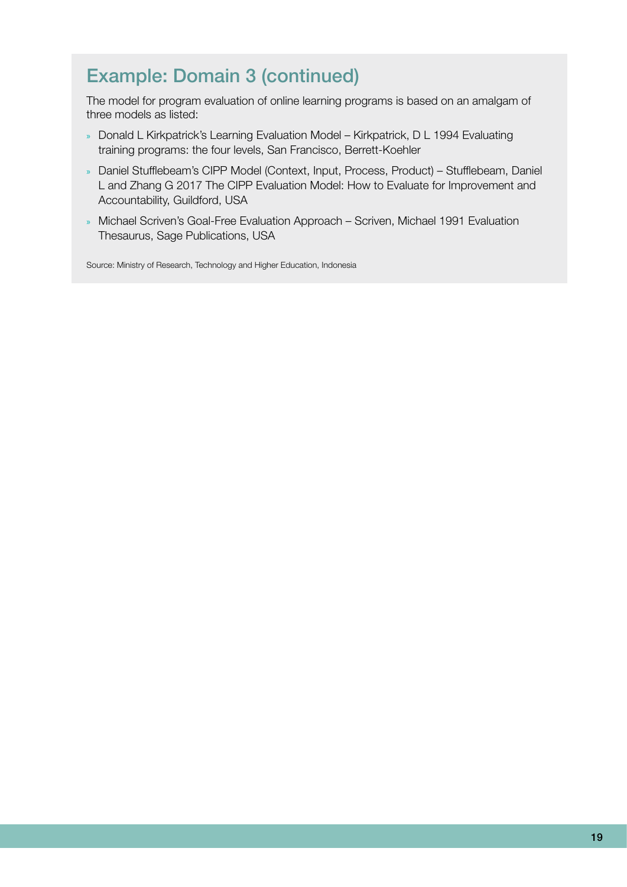## Example: Domain 3 (continued)

The model for program evaluation of online learning programs is based on an amalgam of three models as listed:

- Donald L Kirkpatrick's Learning Evaluation Model – Kirkpatrick, D L 1994 Evaluating training programs: the four levels, San Francisco, Berrett-Koehler
- Daniel Stufflebeam's CIPP Model (Context, Input, Process, Product) – Stufflebeam, Daniel L and Zhang G 2017 The CIPP Evaluation Model: How to Evaluate for Improvement and Accountability, Guildford, USA
- Michael Scriven's Goal-Free Evaluation Approach – Scriven, Michael 1991 Evaluation Thesaurus, Sage Publications, USA

Source: Ministry of Research, Technology and Higher Education, Indonesia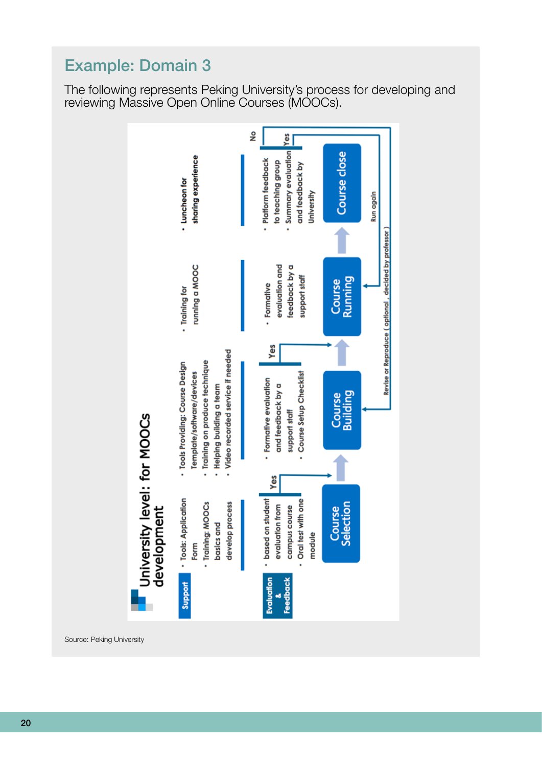## Example: Domain 3

The following represents Peking University's process for developing and reviewing Massive Open Online Courses (MOOCs).

**University level: for MOOCs development**

| | Course Selection | Course Building | Course Running | Course close |
|---|---|---|---|---|
| **Support** | • Tools: Application Form<br>• Training: MOOCs basics and develop process | • Tools Providing: Course Design Template/software/devices<br>• Training on produce technique<br>• Helping building a team<br>• Video recorded service if needed | • Training for running a MOOC | • Luncheon for sharing experience |
| **Evaluation & Feedback** | • based on student evaluation from campus course<br>• Oral test with one module | • Formative evaluation and feedback by a support staff<br>• Course Setup Checklist | • Formative evaluation and feedback by a support staff | • Platform feedback to teaching group<br>• Summary evaluation and feedback by University |

Yes → Course Building; Yes → Course Running; Yes → Run again; No

Revise or Reproduce ( optional , decided by professor )

Source: Peking University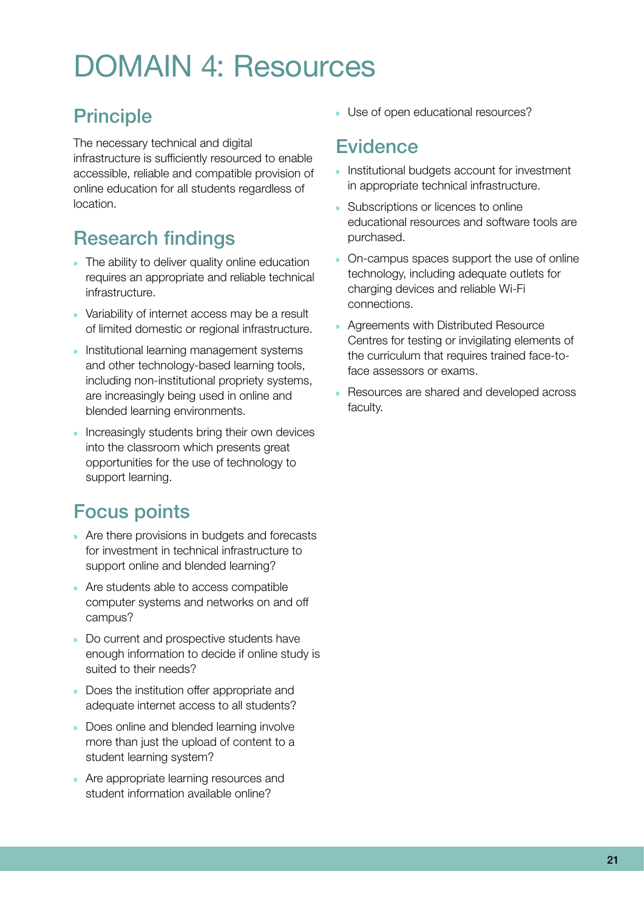# DOMAIN 4: Resources

## Principle

The necessary technical and digital infrastructure is sufficiently resourced to enable accessible, reliable and compatible provision of online education for all students regardless of location.

## Research findings

- The ability to deliver quality online education requires an appropriate and reliable technical infrastructure.
- Variability of internet access may be a result of limited domestic or regional infrastructure.
- Institutional learning management systems and other technology-based learning tools, including non-institutional propriety systems, are increasingly being used in online and blended learning environments.
- Increasingly students bring their own devices into the classroom which presents great opportunities for the use of technology to support learning.

## Focus points

- Are there provisions in budgets and forecasts for investment in technical infrastructure to support online and blended learning?
- Are students able to access compatible computer systems and networks on and off campus?
- Do current and prospective students have enough information to decide if online study is suited to their needs?
- Does the institution offer appropriate and adequate internet access to all students?
- Does online and blended learning involve more than just the upload of content to a student learning system?
- Are appropriate learning resources and student information available online?
- Use of open educational resources?

## Evidence

- Institutional budgets account for investment in appropriate technical infrastructure.
- Subscriptions or licences to online educational resources and software tools are purchased.
- On-campus spaces support the use of online technology, including adequate outlets for charging devices and reliable Wi-Fi connections.
- Agreements with Distributed Resource Centres for testing or invigilating elements of the curriculum that requires trained face-to-face assessors or exams.
- Resources are shared and developed across faculty.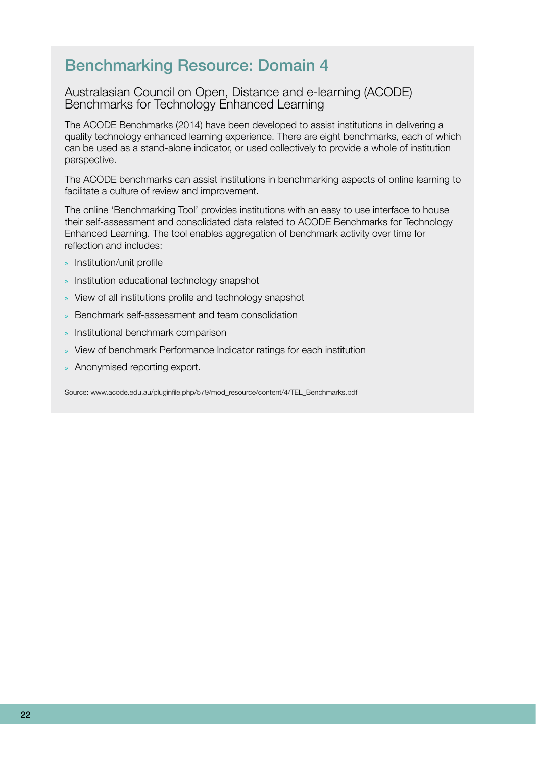## Benchmarking Resource: Domain 4

### Australasian Council on Open, Distance and e-learning (ACODE) Benchmarks for Technology Enhanced Learning

The ACODE Benchmarks (2014) have been developed to assist institutions in delivering a quality technology enhanced learning experience. There are eight benchmarks, each of which can be used as a stand-alone indicator, or used collectively to provide a whole of institution perspective.

The ACODE benchmarks can assist institutions in benchmarking aspects of online learning to facilitate a culture of review and improvement.

The online 'Benchmarking Tool' provides institutions with an easy to use interface to house their self-assessment and consolidated data related to ACODE Benchmarks for Technology Enhanced Learning. The tool enables aggregation of benchmark activity over time for reflection and includes:

- Institution/unit profile
- Institution educational technology snapshot
- View of all institutions profile and technology snapshot
- Benchmark self-assessment and team consolidation
- Institutional benchmark comparison
- View of benchmark Performance Indicator ratings for each institution
- Anonymised reporting export.

Source: www.acode.edu.au/pluginfile.php/579/mod_resource/content/4/TEL_Benchmarks.pdf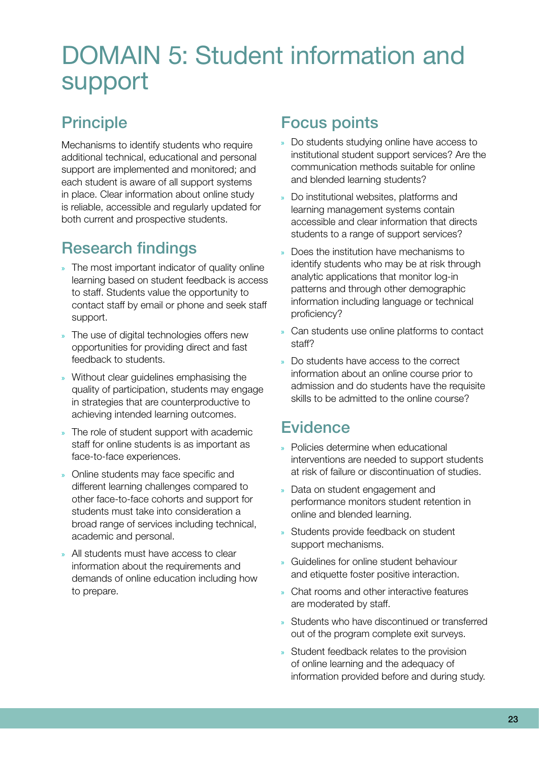# DOMAIN 5: Student information and support

## Principle

Mechanisms to identify students who require additional technical, educational and personal support are implemented and monitored; and each student is aware of all support systems in place. Clear information about online study is reliable, accessible and regularly updated for both current and prospective students.

## Research findings

- The most important indicator of quality online learning based on student feedback is access to staff. Students value the opportunity to contact staff by email or phone and seek staff support.
- The use of digital technologies offers new opportunities for providing direct and fast feedback to students.
- Without clear guidelines emphasising the quality of participation, students may engage in strategies that are counterproductive to achieving intended learning outcomes.
- The role of student support with academic staff for online students is as important as face-to-face experiences.
- Online students may face specific and different learning challenges compared to other face-to-face cohorts and support for students must take into consideration a broad range of services including technical, academic and personal.
- All students must have access to clear information about the requirements and demands of online education including how to prepare.

## Focus points

- Do students studying online have access to institutional student support services? Are the communication methods suitable for online and blended learning students?
- Do institutional websites, platforms and learning management systems contain accessible and clear information that directs students to a range of support services?
- Does the institution have mechanisms to identify students who may be at risk through analytic applications that monitor log-in patterns and through other demographic information including language or technical proficiency?
- Can students use online platforms to contact staff?
- Do students have access to the correct information about an online course prior to admission and do students have the requisite skills to be admitted to the online course?

## Evidence

- Policies determine when educational interventions are needed to support students at risk of failure or discontinuation of studies.
- Data on student engagement and performance monitors student retention in online and blended learning.
- Students provide feedback on student support mechanisms.
- Guidelines for online student behaviour and etiquette foster positive interaction.
- Chat rooms and other interactive features are moderated by staff.
- Students who have discontinued or transferred out of the program complete exit surveys.
- Student feedback relates to the provision of online learning and the adequacy of information provided before and during study.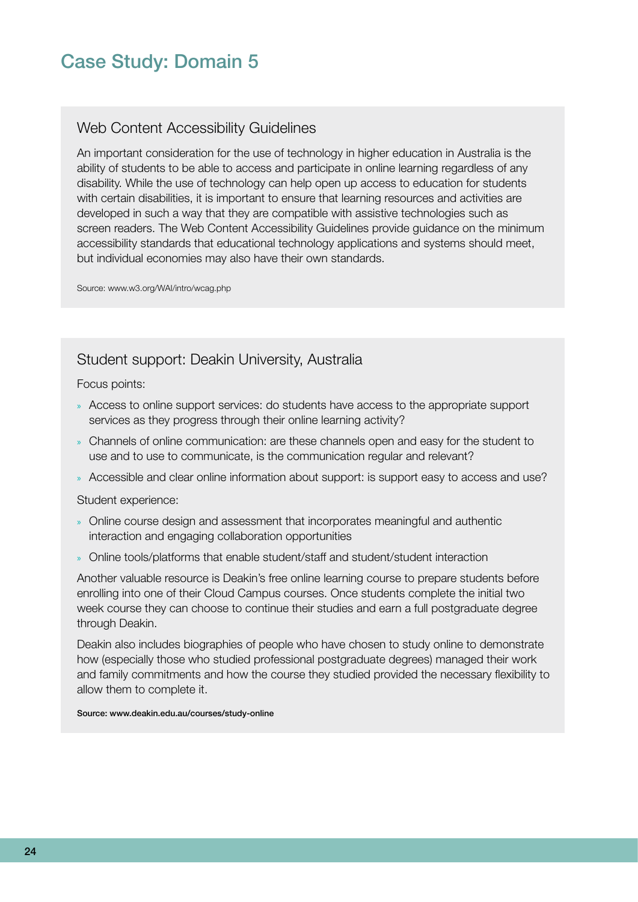# Case Study: Domain 5

## Web Content Accessibility Guidelines

An important consideration for the use of technology in higher education in Australia is the ability of students to be able to access and participate in online learning regardless of any disability. While the use of technology can help open up access to education for students with certain disabilities, it is important to ensure that learning resources and activities are developed in such a way that they are compatible with assistive technologies such as screen readers. The Web Content Accessibility Guidelines provide guidance on the minimum accessibility standards that educational technology applications and systems should meet, but individual economies may also have their own standards.

Source: www.w3.org/WAI/intro/wcag.php

## Student support: Deakin University, Australia

Focus points:

- Access to online support services: do students have access to the appropriate support services as they progress through their online learning activity?
- Channels of online communication: are these channels open and easy for the student to use and to use to communicate, is the communication regular and relevant?
- Accessible and clear online information about support: is support easy to access and use?

Student experience:

- Online course design and assessment that incorporates meaningful and authentic interaction and engaging collaboration opportunities
- Online tools/platforms that enable student/staff and student/student interaction

Another valuable resource is Deakin's free online learning course to prepare students before enrolling into one of their Cloud Campus courses. Once students complete the initial two week course they can choose to continue their studies and earn a full postgraduate degree through Deakin.

Deakin also includes biographies of people who have chosen to study online to demonstrate how (especially those who studied professional postgraduate degrees) managed their work and family commitments and how the course they studied provided the necessary flexibility to allow them to complete it.

Source: www.deakin.edu.au/courses/study-online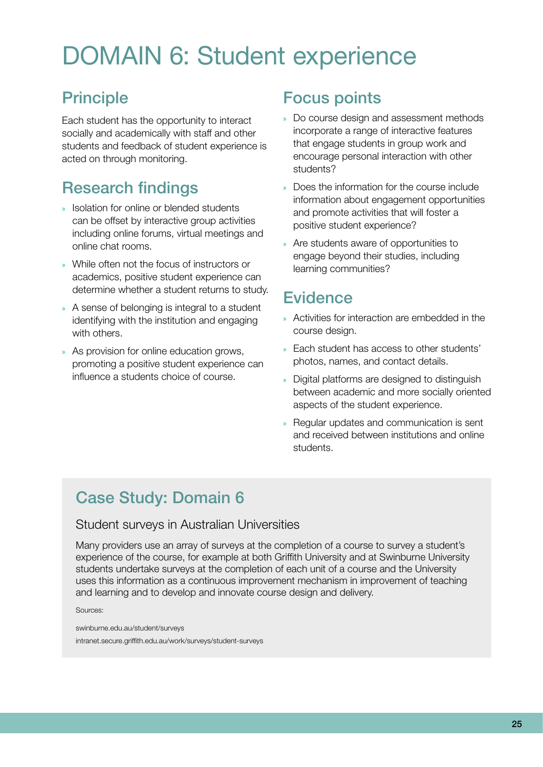# DOMAIN 6: Student experience

## Principle

Each student has the opportunity to interact socially and academically with staff and other students and feedback of student experience is acted on through monitoring.

## Research findings

- Isolation for online or blended students can be offset by interactive group activities including online forums, virtual meetings and online chat rooms.
- While often not the focus of instructors or academics, positive student experience can determine whether a student returns to study.
- A sense of belonging is integral to a student identifying with the institution and engaging with others.
- As provision for online education grows, promoting a positive student experience can influence a students choice of course.

## Focus points

- Do course design and assessment methods incorporate a range of interactive features that engage students in group work and encourage personal interaction with other students?
- Does the information for the course include information about engagement opportunities and promote activities that will foster a positive student experience?
- Are students aware of opportunities to engage beyond their studies, including learning communities?

## Evidence

- Activities for interaction are embedded in the course design.
- Each student has access to other students' photos, names, and contact details.
- Digital platforms are designed to distinguish between academic and more socially oriented aspects of the student experience.
- Regular updates and communication is sent and received between institutions and online students.

## Case Study: Domain 6

### Student surveys in Australian Universities

Many providers use an array of surveys at the completion of a course to survey a student's experience of the course, for example at both Griffith University and at Swinburne University students undertake surveys at the completion of each unit of a course and the University uses this information as a continuous improvement mechanism in improvement of teaching and learning and to develop and innovate course design and delivery.

Sources:

swinburne.edu.au/student/surveys

intranet.secure.griffith.edu.au/work/surveys/student-surveys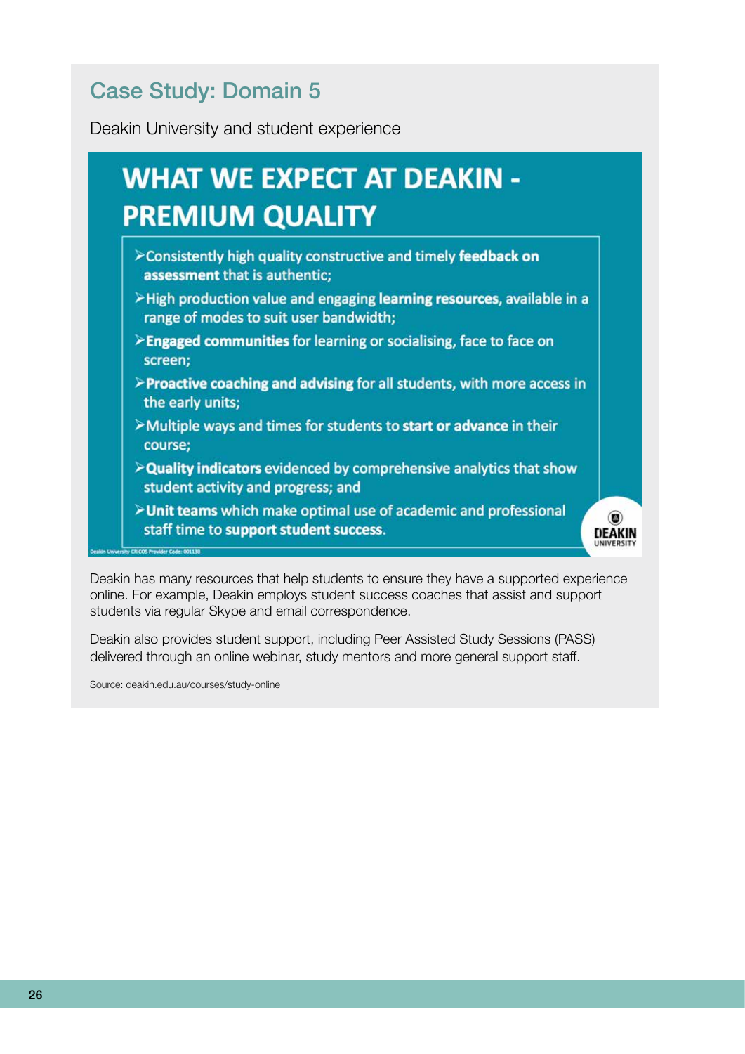## Case Study: Domain 5

Deakin University and student experience

# WHAT WE EXPECT AT DEAKIN - PREMIUM QUALITY

- Consistently high quality constructive and timely **feedback on assessment** that is authentic;
- High production value and engaging **learning resources**, available in a range of modes to suit user bandwidth;
- **Engaged communities** for learning or socialising, face to face on screen;
- **Proactive coaching and advising** for all students, with more access in the early units;
- Multiple ways and times for students to **start or advance** in their course;
- **Quality indicators** evidenced by comprehensive analytics that show student activity and progress; and
- **Unit teams** which make optimal use of academic and professional staff time to **support student success.**

Deakin University CRICOS Provider Code: 00113B

DEAKIN UNIVERSITY

Deakin has many resources that help students to ensure they have a supported experience online. For example, Deakin employs student success coaches that assist and support students via regular Skype and email correspondence.

Deakin also provides student support, including Peer Assisted Study Sessions (PASS) delivered through an online webinar, study mentors and more general support staff.

Source: deakin.edu.au/courses/study-online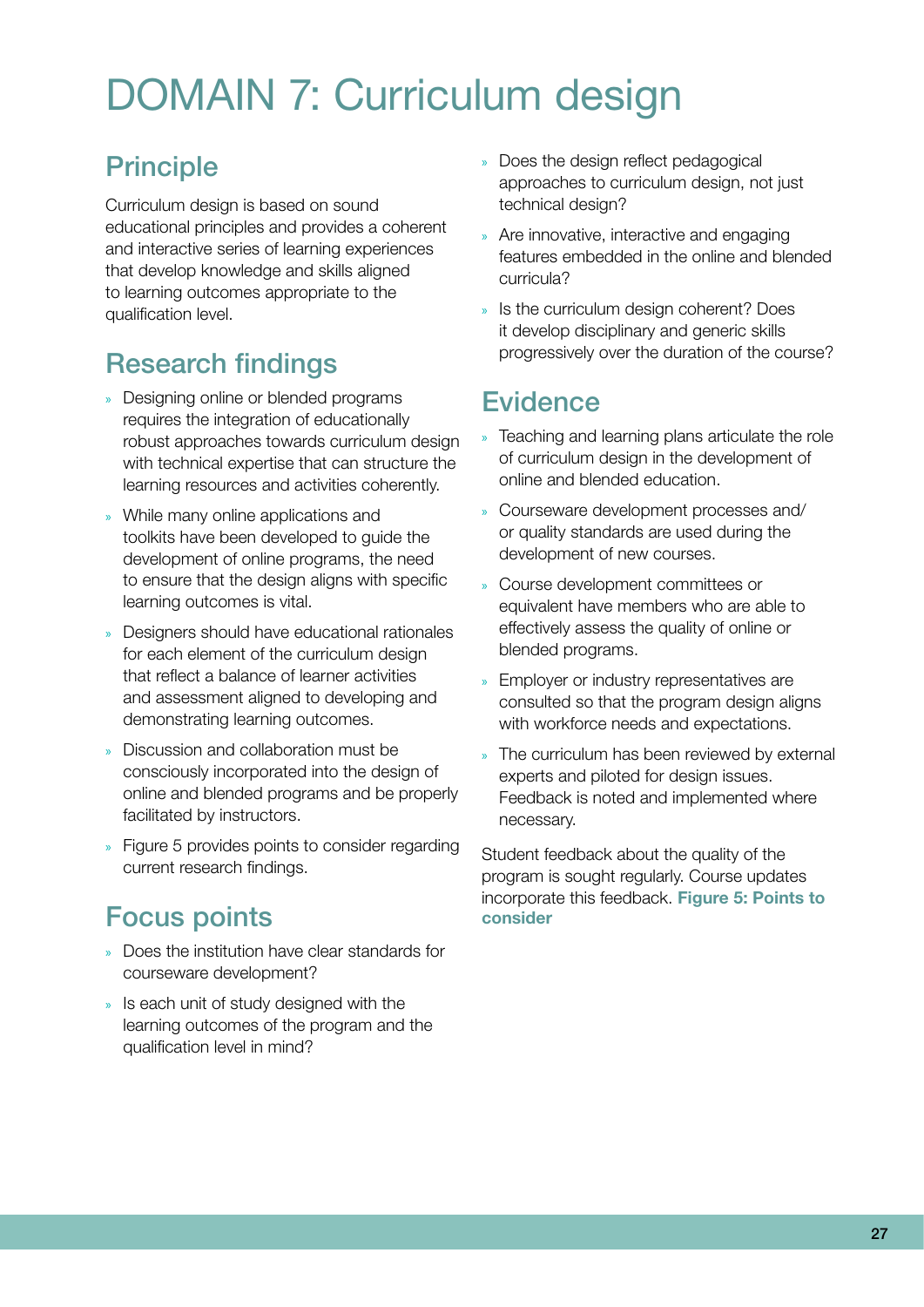# DOMAIN 7: Curriculum design

## Principle

Curriculum design is based on sound educational principles and provides a coherent and interactive series of learning experiences that develop knowledge and skills aligned to learning outcomes appropriate to the qualification level.

## Research findings

- Designing online or blended programs requires the integration of educationally robust approaches towards curriculum design with technical expertise that can structure the learning resources and activities coherently.
- While many online applications and toolkits have been developed to guide the development of online programs, the need to ensure that the design aligns with specific learning outcomes is vital.
- Designers should have educational rationales for each element of the curriculum design that reflect a balance of learner activities and assessment aligned to developing and demonstrating learning outcomes.
- Discussion and collaboration must be consciously incorporated into the design of online and blended programs and be properly facilitated by instructors.
- Figure 5 provides points to consider regarding current research findings.

## Focus points

- Does the institution have clear standards for courseware development?
- Is each unit of study designed with the learning outcomes of the program and the qualification level in mind?
- Does the design reflect pedagogical approaches to curriculum design, not just technical design?
- Are innovative, interactive and engaging features embedded in the online and blended curricula?
- Is the curriculum design coherent? Does it develop disciplinary and generic skills progressively over the duration of the course?

## Evidence

- Teaching and learning plans articulate the role of curriculum design in the development of online and blended education.
- Courseware development processes and/or quality standards are used during the development of new courses.
- Course development committees or equivalent have members who are able to effectively assess the quality of online or blended programs.
- Employer or industry representatives are consulted so that the program design aligns with workforce needs and expectations.
- The curriculum has been reviewed by external experts and piloted for design issues. Feedback is noted and implemented where necessary.

Student feedback about the quality of the program is sought regularly. Course updates incorporate this feedback. **Figure 5: Points to consider**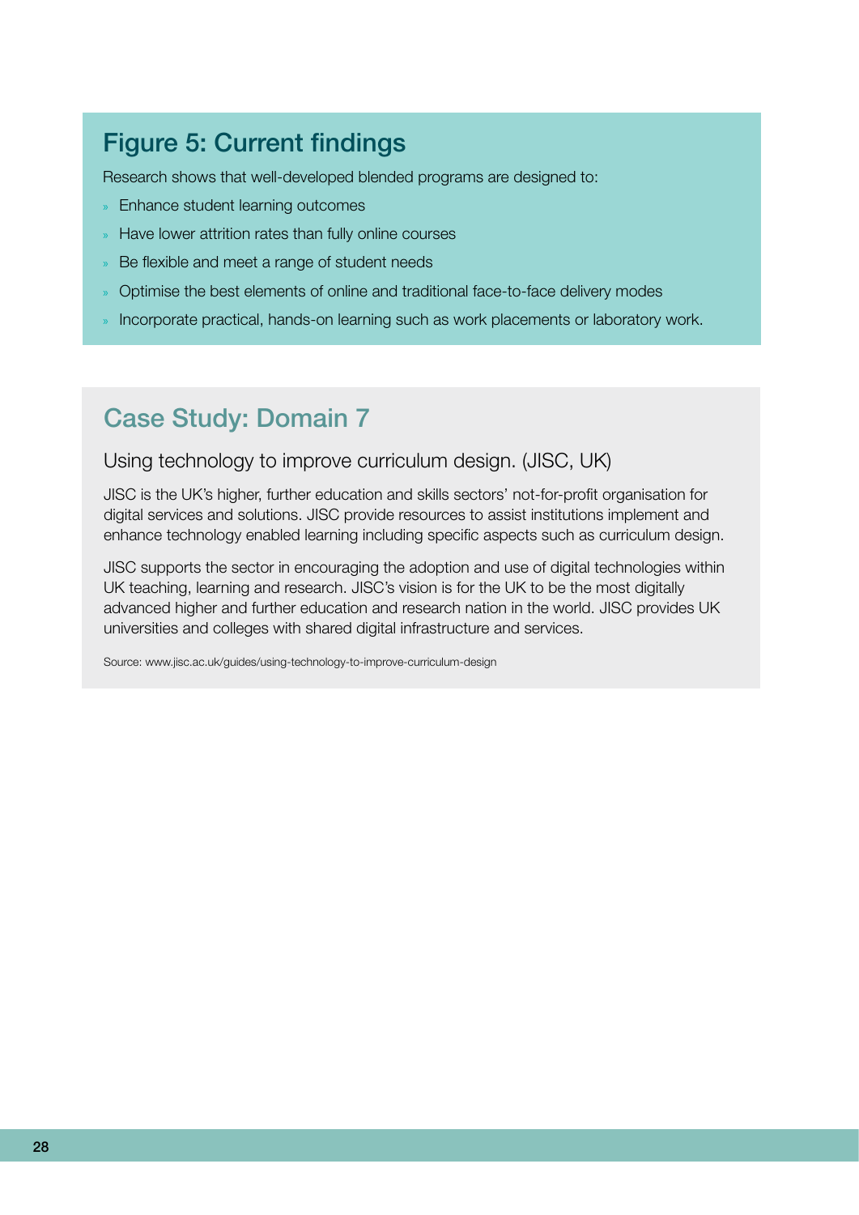## Figure 5: Current findings

Research shows that well-developed blended programs are designed to:

- Enhance student learning outcomes
- Have lower attrition rates than fully online courses
- Be flexible and meet a range of student needs
- Optimise the best elements of online and traditional face-to-face delivery modes
- Incorporate practical, hands-on learning such as work placements or laboratory work.

## Case Study: Domain 7

### Using technology to improve curriculum design. (JISC, UK)

JISC is the UK's higher, further education and skills sectors' not-for-profit organisation for digital services and solutions. JISC provide resources to assist institutions implement and enhance technology enabled learning including specific aspects such as curriculum design.

JISC supports the sector in encouraging the adoption and use of digital technologies within UK teaching, learning and research. JISC's vision is for the UK to be the most digitally advanced higher and further education and research nation in the world. JISC provides UK universities and colleges with shared digital infrastructure and services.

Source: www.jisc.ac.uk/guides/using-technology-to-improve-curriculum-design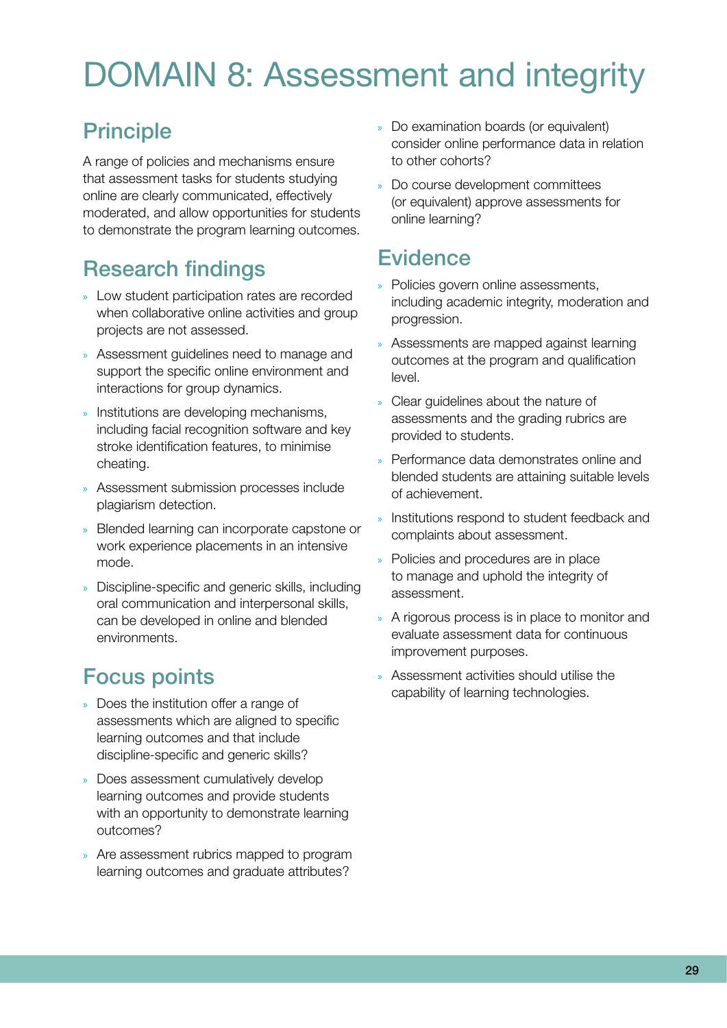# DOMAIN 8: Assessment and integrity

## Principle

A range of policies and mechanisms ensure that assessment tasks for students studying online are clearly communicated, effectively moderated, and allow opportunities for students to demonstrate the program learning outcomes.

## Research findings

- Low student participation rates are recorded when collaborative online activities and group projects are not assessed.
- Assessment guidelines need to manage and support the specific online environment and interactions for group dynamics.
- Institutions are developing mechanisms, including facial recognition software and key stroke identification features, to minimise cheating.
- Assessment submission processes include plagiarism detection.
- Blended learning can incorporate capstone or work experience placements in an intensive mode.
- Discipline-specific and generic skills, including oral communication and interpersonal skills, can be developed in online and blended environments.

## Focus points

- Does the institution offer a range of assessments which are aligned to specific learning outcomes and that include discipline-specific and generic skills?
- Does assessment cumulatively develop learning outcomes and provide students with an opportunity to demonstrate learning outcomes?
- Are assessment rubrics mapped to program learning outcomes and graduate attributes?
- Do examination boards (or equivalent) consider online performance data in relation to other cohorts?
- Do course development committees (or equivalent) approve assessments for online learning?

## Evidence

- Policies govern online assessments, including academic integrity, moderation and progression.
- Assessments are mapped against learning outcomes at the program and qualification level.
- Clear guidelines about the nature of assessments and the grading rubrics are provided to students.
- Performance data demonstrates online and blended students are attaining suitable levels of achievement.
- Institutions respond to student feedback and complaints about assessment.
- Policies and procedures are in place to manage and uphold the integrity of assessment.
- A rigorous process is in place to monitor and evaluate assessment data for continuous improvement purposes.
- Assessment activities should utilise the capability of learning technologies.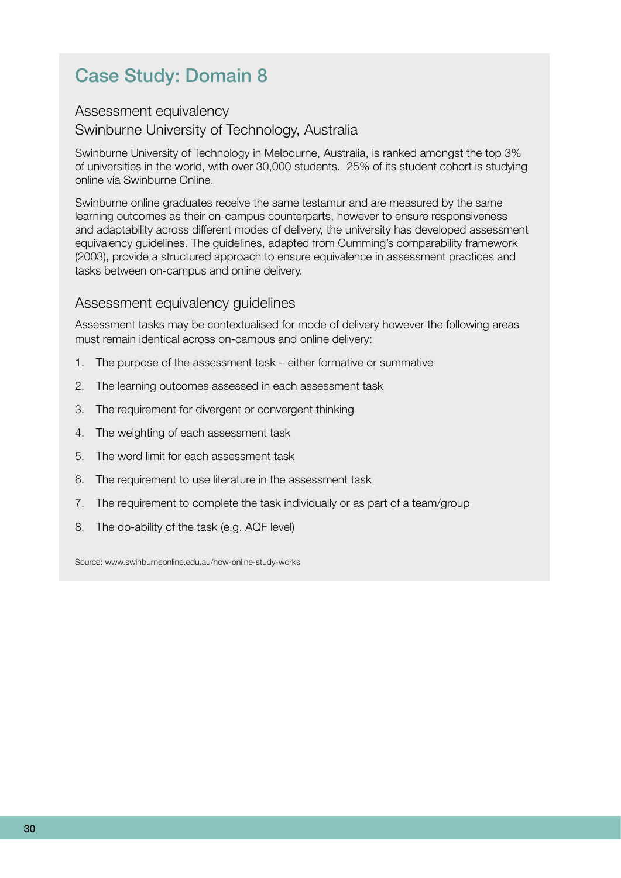## Case Study: Domain 8

### Assessment equivalency
### Swinburne University of Technology, Australia

Swinburne University of Technology in Melbourne, Australia, is ranked amongst the top 3% of universities in the world, with over 30,000 students. 25% of its student cohort is studying online via Swinburne Online.

Swinburne online graduates receive the same testamur and are measured by the same learning outcomes as their on-campus counterparts, however to ensure responsiveness and adaptability across different modes of delivery, the university has developed assessment equivalency guidelines. The guidelines, adapted from Cumming's comparability framework (2003), provide a structured approach to ensure equivalence in assessment practices and tasks between on-campus and online delivery.

### Assessment equivalency guidelines

Assessment tasks may be contextualised for mode of delivery however the following areas must remain identical across on-campus and online delivery:

1. The purpose of the assessment task – either formative or summative
2. The learning outcomes assessed in each assessment task
3. The requirement for divergent or convergent thinking
4. The weighting of each assessment task
5. The word limit for each assessment task
6. The requirement to use literature in the assessment task
7. The requirement to complete the task individually or as part of a team/group
8. The do-ability of the task (e.g. AQF level)

Source: www.swinburneonline.edu.au/how-online-study-works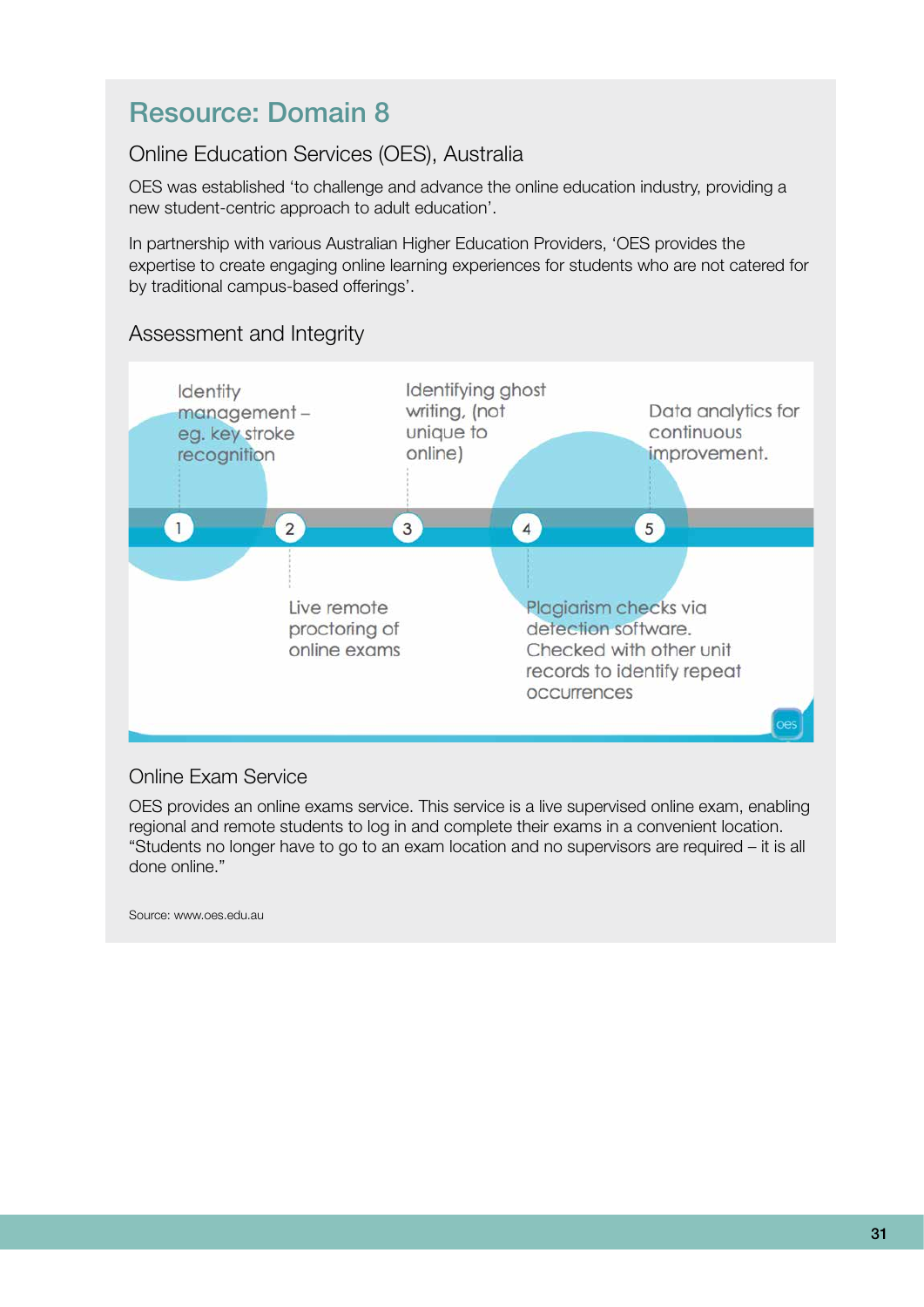## Resource: Domain 8

### Online Education Services (OES), Australia

OES was established 'to challenge and advance the online education industry, providing a new student-centric approach to adult education'.

In partnership with various Australian Higher Education Providers, 'OES provides the expertise to create engaging online learning experiences for students who are not catered for by traditional campus-based offerings'.

### Assessment and Integrity

1. Identity management – eg. key stroke recognition
2. Live remote proctoring of online exams
3. Identifying ghost writing, (not unique to online)
4. Plagiarism checks via detection software. Checked with other unit records to identify repeat occurrences
5. Data analytics for continuous improvement.

### Online Exam Service

OES provides an online exams service. This service is a live supervised online exam, enabling regional and remote students to log in and complete their exams in a convenient location. "Students no longer have to go to an exam location and no supervisors are required – it is all done online."

Source: www.oes.edu.au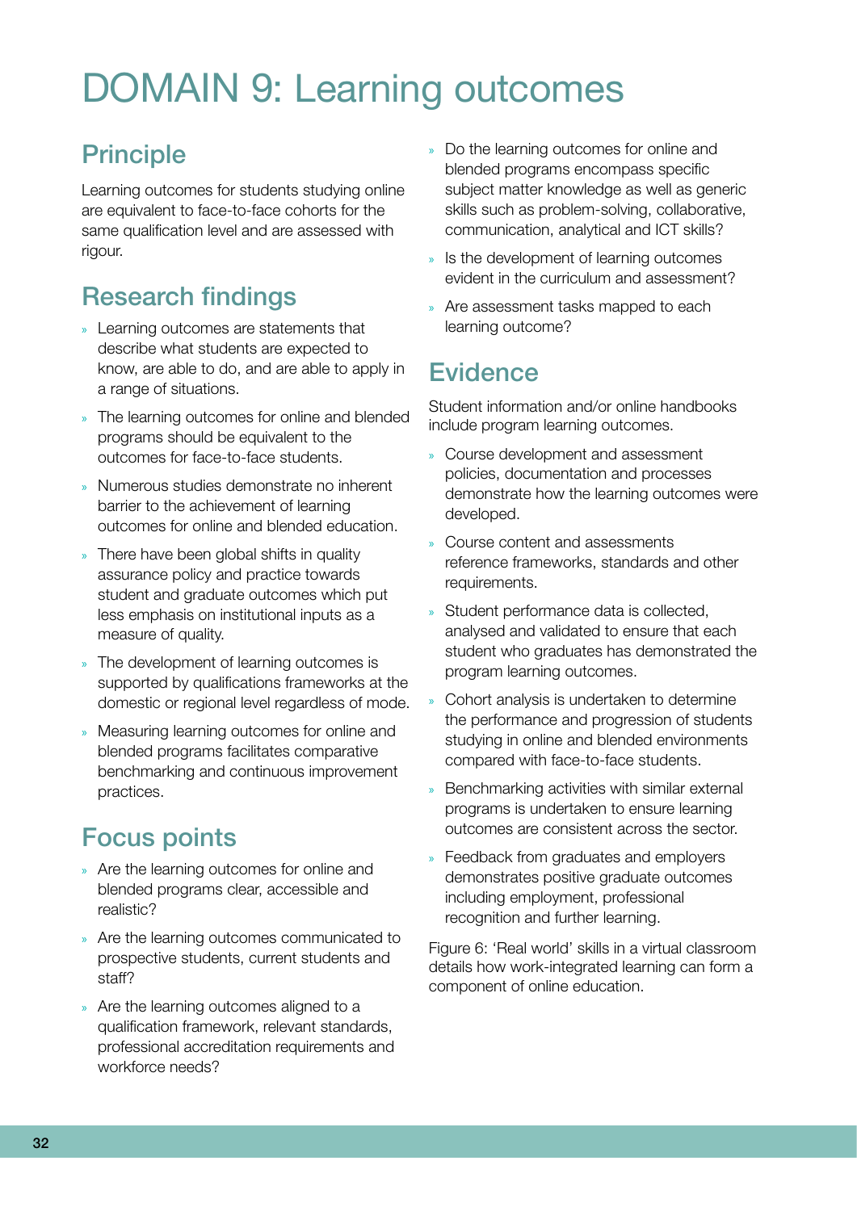# DOMAIN 9: Learning outcomes

## Principle

Learning outcomes for students studying online are equivalent to face-to-face cohorts for the same qualification level and are assessed with rigour.

## Research findings

- Learning outcomes are statements that describe what students are expected to know, are able to do, and are able to apply in a range of situations.
- The learning outcomes for online and blended programs should be equivalent to the outcomes for face-to-face students.
- Numerous studies demonstrate no inherent barrier to the achievement of learning outcomes for online and blended education.
- There have been global shifts in quality assurance policy and practice towards student and graduate outcomes which put less emphasis on institutional inputs as a measure of quality.
- The development of learning outcomes is supported by qualifications frameworks at the domestic or regional level regardless of mode.
- Measuring learning outcomes for online and blended programs facilitates comparative benchmarking and continuous improvement practices.

## Focus points

- Are the learning outcomes for online and blended programs clear, accessible and realistic?
- Are the learning outcomes communicated to prospective students, current students and staff?
- Are the learning outcomes aligned to a qualification framework, relevant standards, professional accreditation requirements and workforce needs?
- Do the learning outcomes for online and blended programs encompass specific subject matter knowledge as well as generic skills such as problem-solving, collaborative, communication, analytical and ICT skills?
- Is the development of learning outcomes evident in the curriculum and assessment?
- Are assessment tasks mapped to each learning outcome?

## Evidence

Student information and/or online handbooks include program learning outcomes.

- Course development and assessment policies, documentation and processes demonstrate how the learning outcomes were developed.
- Course content and assessments reference frameworks, standards and other requirements.
- Student performance data is collected, analysed and validated to ensure that each student who graduates has demonstrated the program learning outcomes.
- Cohort analysis is undertaken to determine the performance and progression of students studying in online and blended environments compared with face-to-face students.
- Benchmarking activities with similar external programs is undertaken to ensure learning outcomes are consistent across the sector.
- Feedback from graduates and employers demonstrates positive graduate outcomes including employment, professional recognition and further learning.

Figure 6: 'Real world' skills in a virtual classroom details how work-integrated learning can form a component of online education.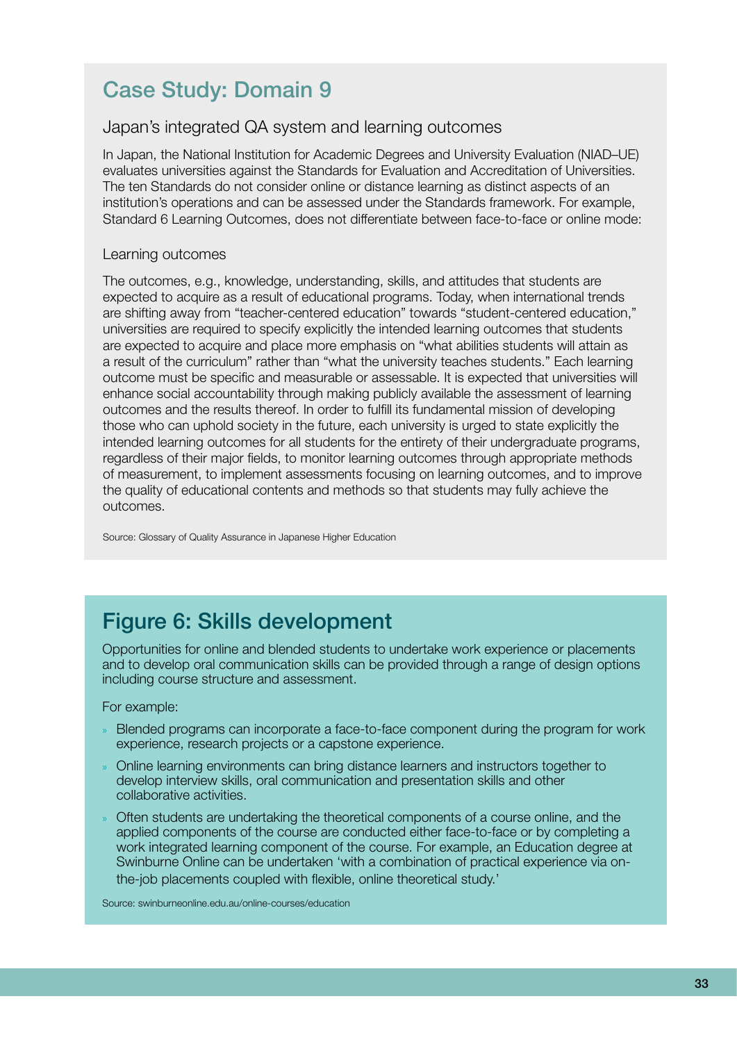## Case Study: Domain 9

### Japan's integrated QA system and learning outcomes

In Japan, the National Institution for Academic Degrees and University Evaluation (NIAD–UE) evaluates universities against the Standards for Evaluation and Accreditation of Universities. The ten Standards do not consider online or distance learning as distinct aspects of an institution's operations and can be assessed under the Standards framework. For example, Standard 6 Learning Outcomes, does not differentiate between face-to-face or online mode:

#### Learning outcomes

The outcomes, e.g., knowledge, understanding, skills, and attitudes that students are expected to acquire as a result of educational programs. Today, when international trends are shifting away from "teacher-centered education" towards "student-centered education," universities are required to specify explicitly the intended learning outcomes that students are expected to acquire and place more emphasis on "what abilities students will attain as a result of the curriculum" rather than "what the university teaches students." Each learning outcome must be specific and measurable or assessable. It is expected that universities will enhance social accountability through making publicly available the assessment of learning outcomes and the results thereof. In order to fulfill its fundamental mission of developing those who can uphold society in the future, each university is urged to state explicitly the intended learning outcomes for all students for the entirety of their undergraduate programs, regardless of their major fields, to monitor learning outcomes through appropriate methods of measurement, to implement assessments focusing on learning outcomes, and to improve the quality of educational contents and methods so that students may fully achieve the outcomes.

Source: Glossary of Quality Assurance in Japanese Higher Education

## Figure 6: Skills development

Opportunities for online and blended students to undertake work experience or placements and to develop oral communication skills can be provided through a range of design options including course structure and assessment.

For example:

- Blended programs can incorporate a face-to-face component during the program for work experience, research projects or a capstone experience.
- Online learning environments can bring distance learners and instructors together to develop interview skills, oral communication and presentation skills and other collaborative activities.
- Often students are undertaking the theoretical components of a course online, and the applied components of the course are conducted either face-to-face or by completing a work integrated learning component of the course. For example, an Education degree at Swinburne Online can be undertaken 'with a combination of practical experience via on-the-job placements coupled with flexible, online theoretical study.'

Source: swinburneonline.edu.au/online-courses/education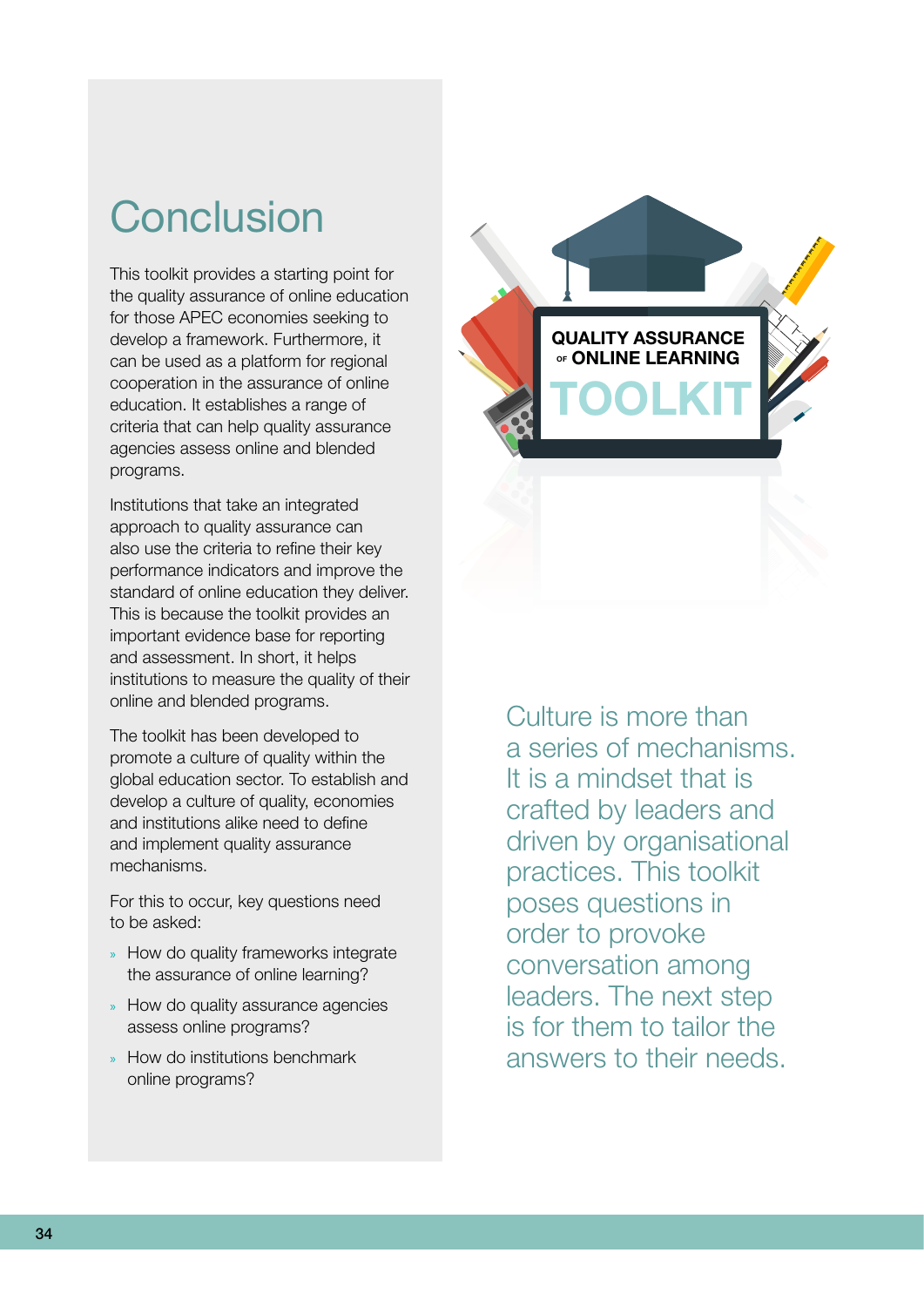# Conclusion

This toolkit provides a starting point for the quality assurance of online education for those APEC economies seeking to develop a framework. Furthermore, it can be used as a platform for regional cooperation in the assurance of online education. It establishes a range of criteria that can help quality assurance agencies assess online and blended programs.

Institutions that take an integrated approach to quality assurance can also use the criteria to refine their key performance indicators and improve the standard of online education they deliver. This is because the toolkit provides an important evidence base for reporting and assessment. In short, it helps institutions to measure the quality of their online and blended programs.

The toolkit has been developed to promote a culture of quality within the global education sector. To establish and develop a culture of quality, economies and institutions alike need to define and implement quality assurance mechanisms.

For this to occur, key questions need to be asked:

- How do quality frameworks integrate the assurance of online learning?
- How do quality assurance agencies assess online programs?
- How do institutions benchmark online programs?

Culture is more than a series of mechanisms. It is a mindset that is crafted by leaders and driven by organisational practices. This toolkit poses questions in order to provoke conversation among leaders. The next step is for them to tailor the answers to their needs.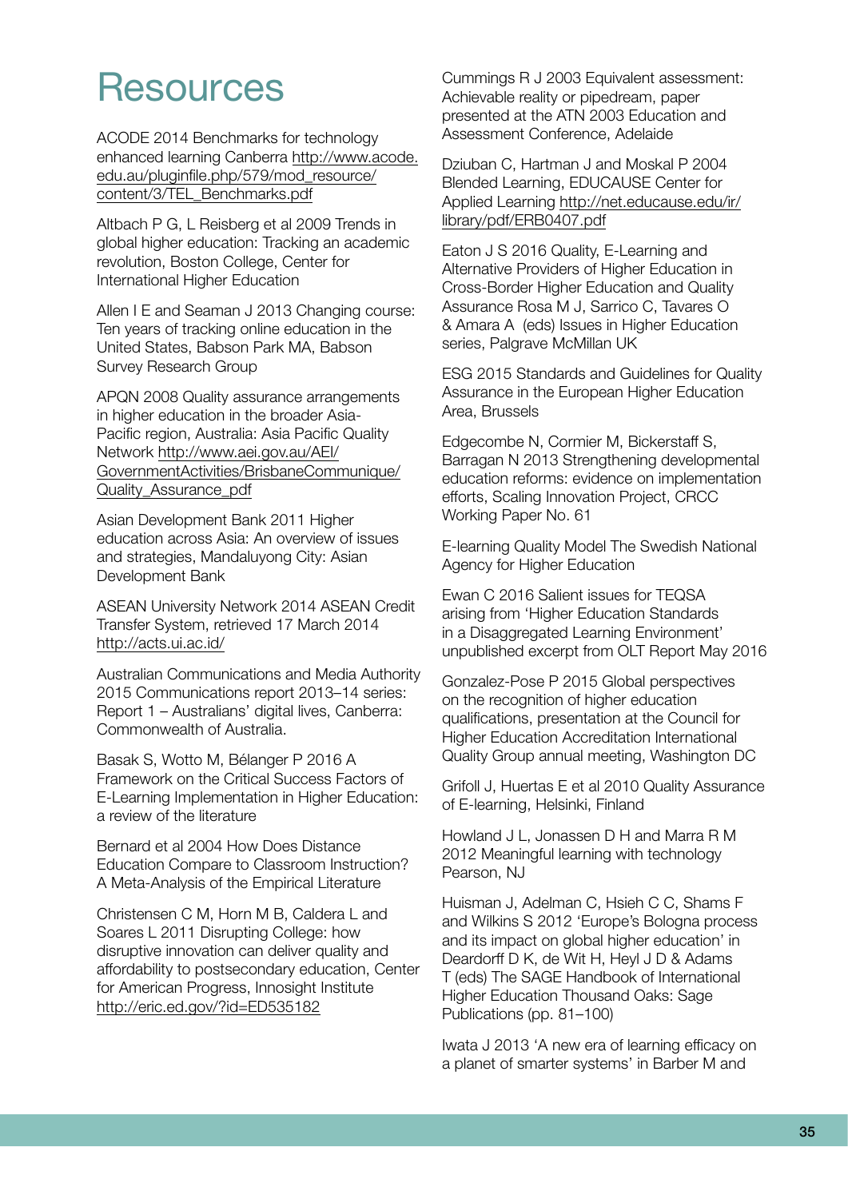# Resources

ACODE 2014 Benchmarks for technology enhanced learning Canberra http://www.acode.edu.au/pluginfile.php/579/mod_resource/content/3/TEL_Benchmarks.pdf

Altbach P G, L Reisberg et al 2009 Trends in global higher education: Tracking an academic revolution, Boston College, Center for International Higher Education

Allen I E and Seaman J 2013 Changing course: Ten years of tracking online education in the United States, Babson Park MA, Babson Survey Research Group

APQN 2008 Quality assurance arrangements in higher education in the broader Asia-Pacific region, Australia: Asia Pacific Quality Network http://www.aei.gov.au/AEI/GovernmentActivities/BrisbaneCommunique/Quality_Assurance_pdf

Asian Development Bank 2011 Higher education across Asia: An overview of issues and strategies, Mandaluyong City: Asian Development Bank

ASEAN University Network 2014 ASEAN Credit Transfer System, retrieved 17 March 2014 http://acts.ui.ac.id/

Australian Communications and Media Authority 2015 Communications report 2013–14 series: Report 1 – Australians' digital lives, Canberra: Commonwealth of Australia.

Basak S, Wotto M, Bélanger P 2016 A Framework on the Critical Success Factors of E-Learning Implementation in Higher Education: a review of the literature

Bernard et al 2004 How Does Distance Education Compare to Classroom Instruction? A Meta-Analysis of the Empirical Literature

Christensen C M, Horn M B, Caldera L and Soares L 2011 Disrupting College: how disruptive innovation can deliver quality and affordability to postsecondary education, Center for American Progress, Innosight Institute http://eric.ed.gov/?id=ED535182

Cummings R J 2003 Equivalent assessment: Achievable reality or pipedream, paper presented at the ATN 2003 Education and Assessment Conference, Adelaide

Dziuban C, Hartman J and Moskal P 2004 Blended Learning, EDUCAUSE Center for Applied Learning http://net.educause.edu/ir/library/pdf/ERB0407.pdf

Eaton J S 2016 Quality, E-Learning and Alternative Providers of Higher Education in Cross-Border Higher Education and Quality Assurance Rosa M J, Sarrico C, Tavares O & Amara A (eds) Issues in Higher Education series, Palgrave McMillan UK

ESG 2015 Standards and Guidelines for Quality Assurance in the European Higher Education Area, Brussels

Edgecombe N, Cormier M, Bickerstaff S, Barragan N 2013 Strengthening developmental education reforms: evidence on implementation efforts, Scaling Innovation Project, CRCC Working Paper No. 61

E-learning Quality Model The Swedish National Agency for Higher Education

Ewan C 2016 Salient issues for TEQSA arising from 'Higher Education Standards in a Disaggregated Learning Environment' unpublished excerpt from OLT Report May 2016

Gonzalez-Pose P 2015 Global perspectives on the recognition of higher education qualifications, presentation at the Council for Higher Education Accreditation International Quality Group annual meeting, Washington DC

Grifoll J, Huertas E et al 2010 Quality Assurance of E-learning, Helsinki, Finland

Howland J L, Jonassen D H and Marra R M 2012 Meaningful learning with technology Pearson, NJ

Huisman J, Adelman C, Hsieh C C, Shams F and Wilkins S 2012 'Europe's Bologna process and its impact on global higher education' in Deardorff D K, de Wit H, Heyl J D & Adams T (eds) The SAGE Handbook of International Higher Education Thousand Oaks: Sage Publications (pp. 81–100)

Iwata J 2013 'A new era of learning efficacy on a planet of smarter systems' in Barber M and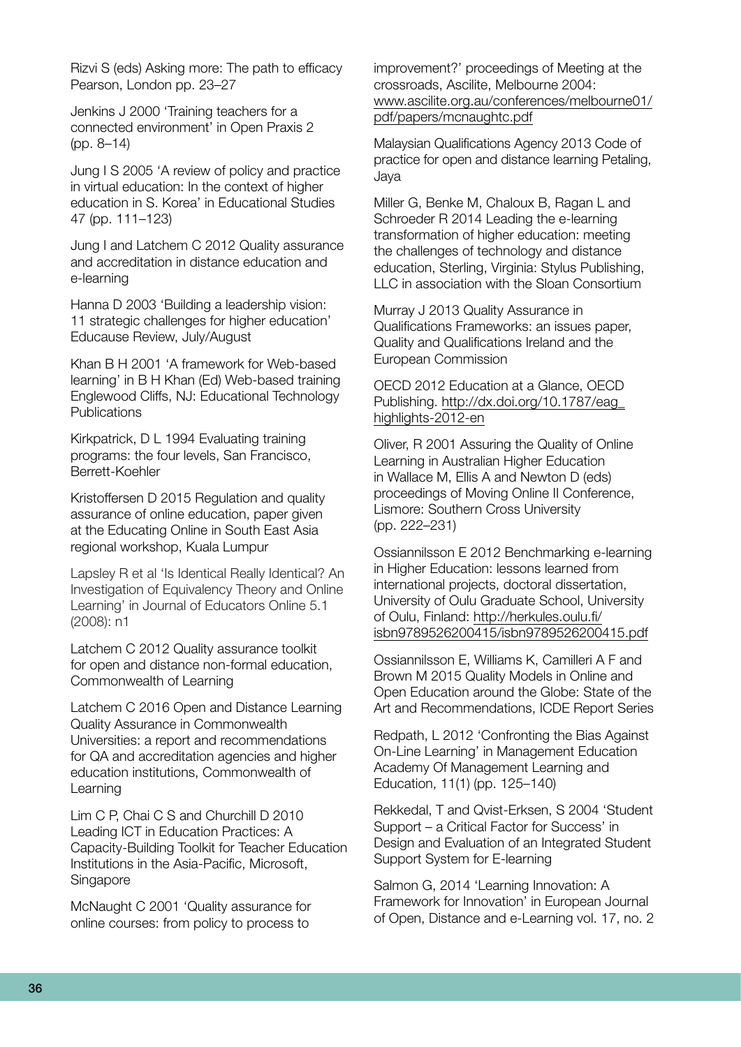Rizvi S (eds) Asking more: The path to efficacy Pearson, London pp. 23–27

Jenkins J 2000 'Training teachers for a connected environment' in Open Praxis 2 (pp. 8–14)

Jung I S 2005 'A review of policy and practice in virtual education: In the context of higher education in S. Korea' in Educational Studies 47 (pp. 111–123)

Jung I and Latchem C 2012 Quality assurance and accreditation in distance education and e-learning

Hanna D 2003 'Building a leadership vision: 11 strategic challenges for higher education' Educause Review, July/August

Khan B H 2001 'A framework for Web-based learning' in B H Khan (Ed) Web-based training Englewood Cliffs, NJ: Educational Technology Publications

Kirkpatrick, D L 1994 Evaluating training programs: the four levels, San Francisco, Berrett-Koehler

Kristoffersen D 2015 Regulation and quality assurance of online education, paper given at the Educating Online in South East Asia regional workshop, Kuala Lumpur

Lapsley R et al 'Is Identical Really Identical? An Investigation of Equivalency Theory and Online Learning' in Journal of Educators Online 5.1 (2008): n1

Latchem C 2012 Quality assurance toolkit for open and distance non-formal education, Commonwealth of Learning

Latchem C 2016 Open and Distance Learning Quality Assurance in Commonwealth Universities: a report and recommendations for QA and accreditation agencies and higher education institutions, Commonwealth of Learning

Lim C P, Chai C S and Churchill D 2010 Leading ICT in Education Practices: A Capacity-Building Toolkit for Teacher Education Institutions in the Asia-Pacific, Microsoft, Singapore

McNaught C 2001 'Quality assurance for online courses: from policy to process to improvement?' proceedings of Meeting at the crossroads, Ascilite, Melbourne 2004: www.ascilite.org.au/conferences/melbourne01/pdf/papers/mcnaughtc.pdf

Malaysian Qualifications Agency 2013 Code of practice for open and distance learning Petaling, Jaya

Miller G, Benke M, Chaloux B, Ragan L and Schroeder R 2014 Leading the e-learning transformation of higher education: meeting the challenges of technology and distance education, Sterling, Virginia: Stylus Publishing, LLC in association with the Sloan Consortium

Murray J 2013 Quality Assurance in Qualifications Frameworks: an issues paper, Quality and Qualifications Ireland and the European Commission

OECD 2012 Education at a Glance, OECD Publishing. http://dx.doi.org/10.1787/eag_highlights-2012-en

Oliver, R 2001 Assuring the Quality of Online Learning in Australian Higher Education in Wallace M, Ellis A and Newton D (eds) proceedings of Moving Online II Conference, Lismore: Southern Cross University (pp. 222–231)

Ossiannilsson E 2012 Benchmarking e-learning in Higher Education: lessons learned from international projects, doctoral dissertation, University of Oulu Graduate School, University of Oulu, Finland: http://herkules.oulu.fi/isbn9789526200415/isbn9789526200415.pdf

Ossiannilsson E, Williams K, Camilleri A F and Brown M 2015 Quality Models in Online and Open Education around the Globe: State of the Art and Recommendations, ICDE Report Series

Redpath, L 2012 'Confronting the Bias Against On-Line Learning' in Management Education Academy Of Management Learning and Education, 11(1) (pp. 125–140)

Rekkedal, T and Qvist-Erksen, S 2004 'Student Support – a Critical Factor for Success' in Design and Evaluation of an Integrated Student Support System for E-learning

Salmon G, 2014 'Learning Innovation: A Framework for Innovation' in European Journal of Open, Distance and e-Learning vol. 17, no. 2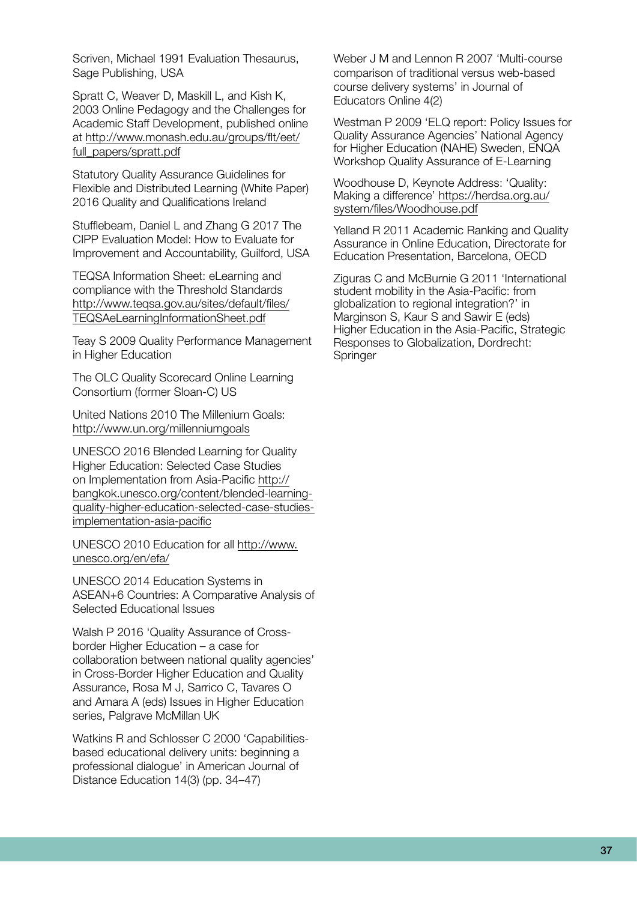Scriven, Michael 1991 Evaluation Thesaurus, Sage Publishing, USA

Spratt C, Weaver D, Maskill L, and Kish K, 2003 Online Pedagogy and the Challenges for Academic Staff Development, published online at http://www.monash.edu.au/groups/flt/eet/full_papers/spratt.pdf

Statutory Quality Assurance Guidelines for Flexible and Distributed Learning (White Paper) 2016 Quality and Qualifications Ireland

Stufflebeam, Daniel L and Zhang G 2017 The CIPP Evaluation Model: How to Evaluate for Improvement and Accountability, Guilford, USA

TEQSA Information Sheet: eLearning and compliance with the Threshold Standards http://www.teqsa.gov.au/sites/default/files/TEQSAeLearningInformationSheet.pdf

Teay S 2009 Quality Performance Management in Higher Education

The OLC Quality Scorecard Online Learning Consortium (former Sloan-C) US

United Nations 2010 The Millenium Goals: http://www.un.org/millenniumgoals

UNESCO 2016 Blended Learning for Quality Higher Education: Selected Case Studies on Implementation from Asia-Pacific http://bangkok.unesco.org/content/blended-learning-quality-higher-education-selected-case-studies-implementation-asia-pacific

UNESCO 2010 Education for all http://www.unesco.org/en/efa/

UNESCO 2014 Education Systems in ASEAN+6 Countries: A Comparative Analysis of Selected Educational Issues

Walsh P 2016 'Quality Assurance of Cross-border Higher Education – a case for collaboration between national quality agencies' in Cross-Border Higher Education and Quality Assurance, Rosa M J, Sarrico C, Tavares O and Amara A (eds) Issues in Higher Education series, Palgrave McMillan UK

Watkins R and Schlosser C 2000 'Capabilities-based educational delivery units: beginning a professional dialogue' in American Journal of Distance Education 14(3) (pp. 34–47)

Weber J M and Lennon R 2007 'Multi-course comparison of traditional versus web-based course delivery systems' in Journal of Educators Online 4(2)

Westman P 2009 'ELQ report: Policy Issues for Quality Assurance Agencies' National Agency for Higher Education (NAHE) Sweden, ENQA Workshop Quality Assurance of E-Learning

Woodhouse D, Keynote Address: 'Quality: Making a difference' https://herdsa.org.au/system/files/Woodhouse.pdf

Yelland R 2011 Academic Ranking and Quality Assurance in Online Education, Directorate for Education Presentation, Barcelona, OECD

Ziguras C and McBurnie G 2011 'International student mobility in the Asia-Pacific: from globalization to regional integration?' in Marginson S, Kaur S and Sawir E (eds) Higher Education in the Asia-Pacific, Strategic Responses to Globalization, Dordrecht: Springer